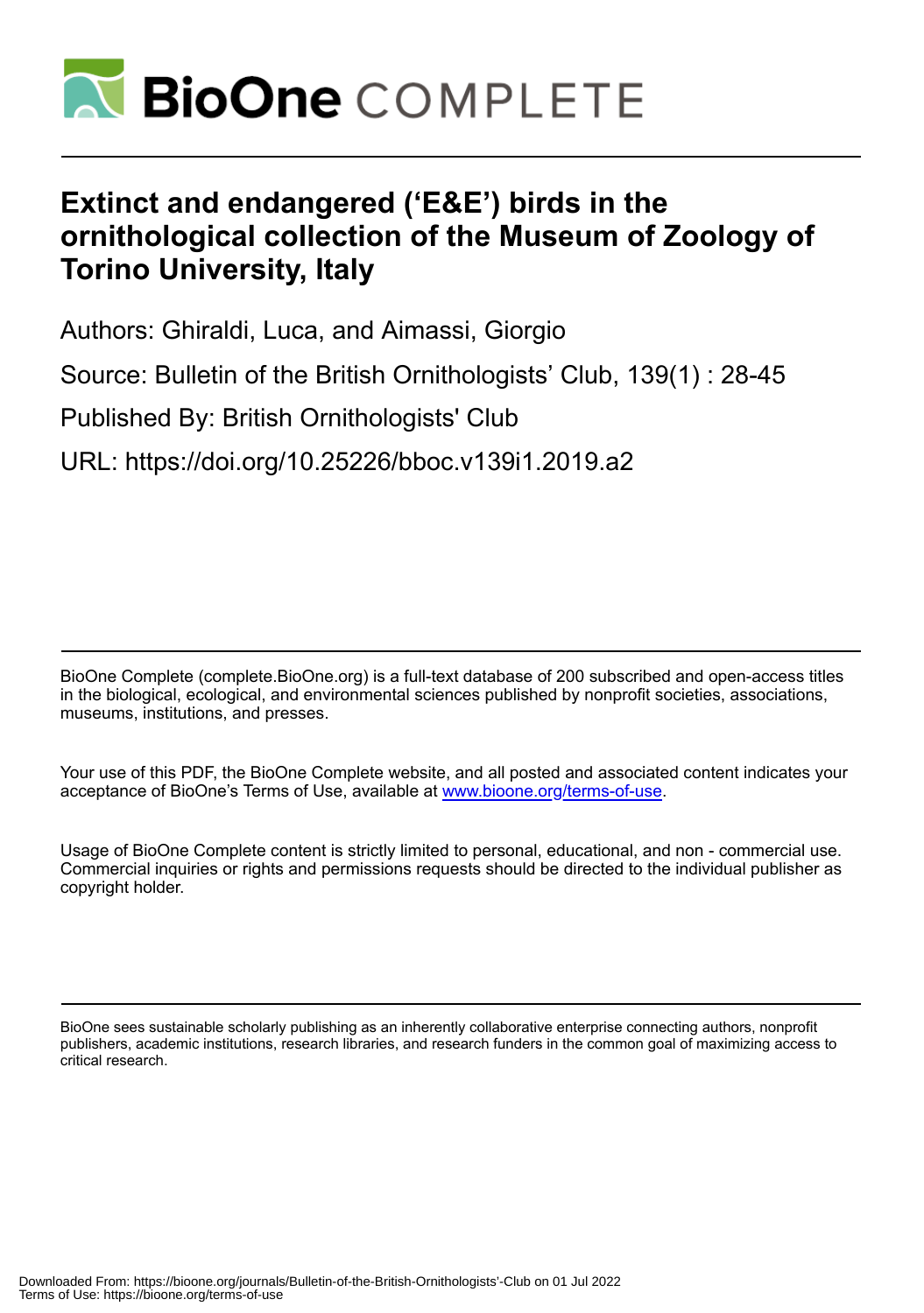# BioOne COMPLETE

# Extinct and endangered ('E&E') birds in the ornithological collection of the Museum of Zoology of Torino University, Italy

Authors: Ghiraldi, Luca, and Aimassi, Giorgio

Source: Bulletin of the British Ornithologists' Club, 139(1) : 28-45

Published By: British Ornithologists' Club

URL: https://doi.org/10.25226/bboc.v139i1.2019.a2

BioOne Complete (complete.BioOne.org) is a full-text database of 200 subscribed and open-access titles in the biological, ecological, and environmental sciences published by nonprofit societies, associations, museums, institutions, and presses.

Your use of this PDF, the BioOne Complete website, and all posted and associated content indicates your acceptance of BioOne's Terms of Use, available at www.bioone.org/terms-of-use.

Usage of BioOne Complete content is strictly limited to personal, educational, and non - commercial use. Commercial inquiries or rights and permissions requests should be directed to the individual publisher as copyright holder.

BioOne sees sustainable scholarly publishing as an inherently collaborative enterprise connecting authors, nonprofit publishers, academic institutions, research libraries, and research funders in the common goal of maximizing access to critical research.

Downloaded From: https://bioone.org/journals/Bulletin-of-the-British-Ornithologists'-Club on 01 Jul 2022
Terms of Use: https://bioone.org/terms-of-use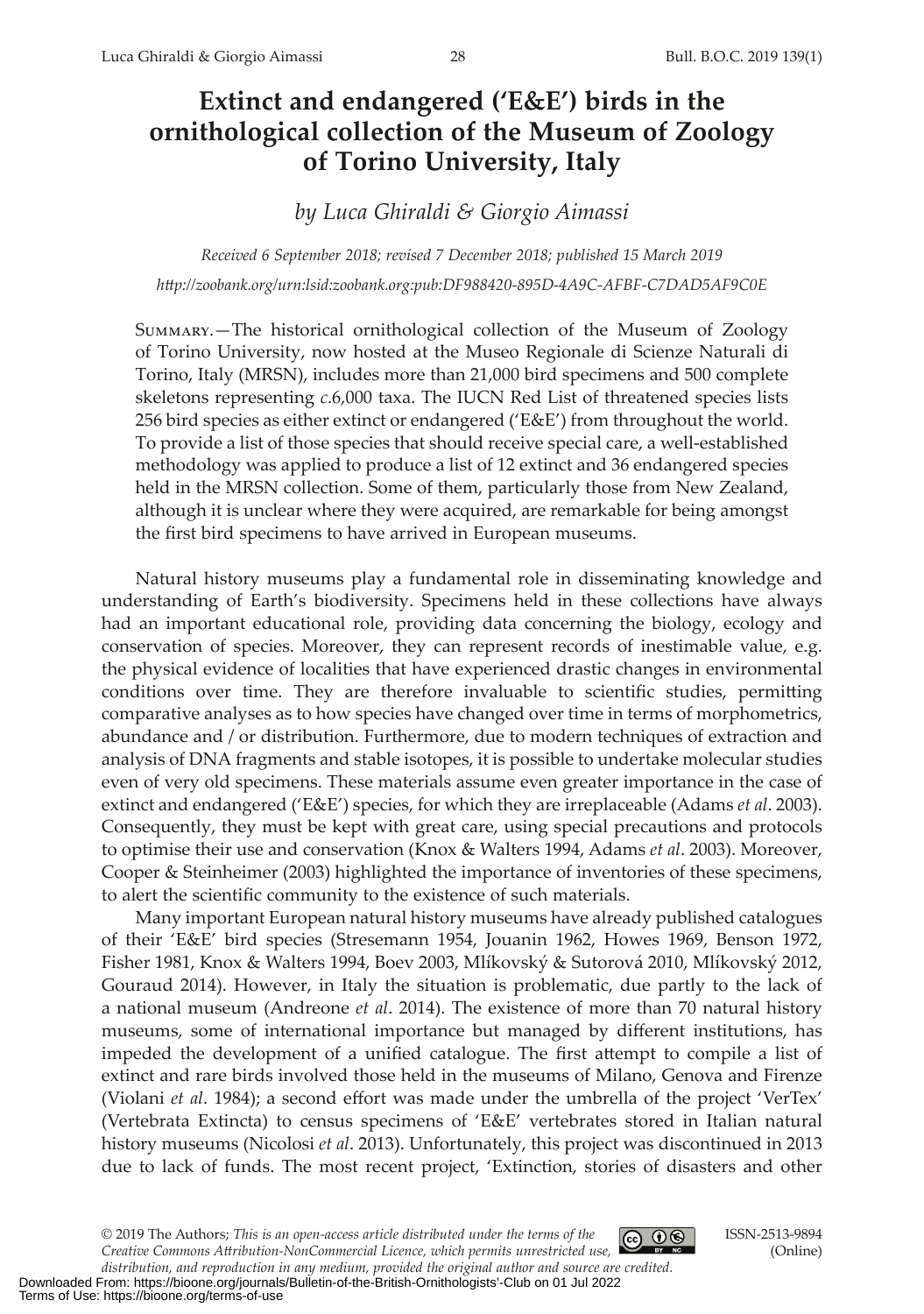# Extinct and endangered ('E&E') birds in the ornithological collection of the Museum of Zoology of Torino University, Italy

*by Luca Ghiraldi & Giorgio Aimassi*

*Received 6 September 2018; revised 7 December 2018; published 15 March 2019*

*http://zoobank.org/urn:lsid:zoobank.org:pub:DF988420-895D-4A9C-AFBF-C7DAD5AF9C0E*

Summary.—The historical ornithological collection of the Museum of Zoology of Torino University, now hosted at the Museo Regionale di Scienze Naturali di Torino, Italy (MRSN), includes more than 21,000 bird specimens and 500 complete skeletons representing *c*.6,000 taxa. The IUCN Red List of threatened species lists 256 bird species as either extinct or endangered ('E&E') from throughout the world. To provide a list of those species that should receive special care, a well-established methodology was applied to produce a list of 12 extinct and 36 endangered species held in the MRSN collection. Some of them, particularly those from New Zealand, although it is unclear where they were acquired, are remarkable for being amongst the first bird specimens to have arrived in European museums.

Natural history museums play a fundamental role in disseminating knowledge and understanding of Earth's biodiversity. Specimens held in these collections have always had an important educational role, providing data concerning the biology, ecology and conservation of species. Moreover, they can represent records of inestimable value, e.g. the physical evidence of localities that have experienced drastic changes in environmental conditions over time. They are therefore invaluable to scientific studies, permitting comparative analyses as to how species have changed over time in terms of morphometrics, abundance and / or distribution. Furthermore, due to modern techniques of extraction and analysis of DNA fragments and stable isotopes, it is possible to undertake molecular studies even of very old specimens. These materials assume even greater importance in the case of extinct and endangered ('E&E') species, for which they are irreplaceable (Adams *et al*. 2003). Consequently, they must be kept with great care, using special precautions and protocols to optimise their use and conservation (Knox & Walters 1994, Adams *et al*. 2003). Moreover, Cooper & Steinheimer (2003) highlighted the importance of inventories of these specimens, to alert the scientific community to the existence of such materials.

Many important European natural history museums have already published catalogues of their 'E&E' bird species (Stresemann 1954, Jouanin 1962, Howes 1969, Benson 1972, Fisher 1981, Knox & Walters 1994, Boev 2003, Mlíkovský & Sutorová 2010, Mlíkovský 2012, Gouraud 2014). However, in Italy the situation is problematic, due partly to the lack of a national museum (Andreone *et al*. 2014). The existence of more than 70 natural history museums, some of international importance but managed by different institutions, has impeded the development of a unified catalogue. The first attempt to compile a list of extinct and rare birds involved those held in the museums of Milano, Genova and Firenze (Violani *et al*. 1984); a second effort was made under the umbrella of the project 'VerTex' (Vertebrata Extincta) to census specimens of 'E&E' vertebrates stored in Italian natural history museums (Nicolosi *et al*. 2013). Unfortunately, this project was discontinued in 2013 due to lack of funds. The most recent project, 'Extinction, stories of disasters and other

© 2019 The Authors; *This is an open-access article distributed under the terms of the Creative Commons Attribution-NonCommercial Licence, which permits unrestricted use, distribution, and reproduction in any medium, provided the original author and source are credited.*

ISSN-2513-9894 (Online)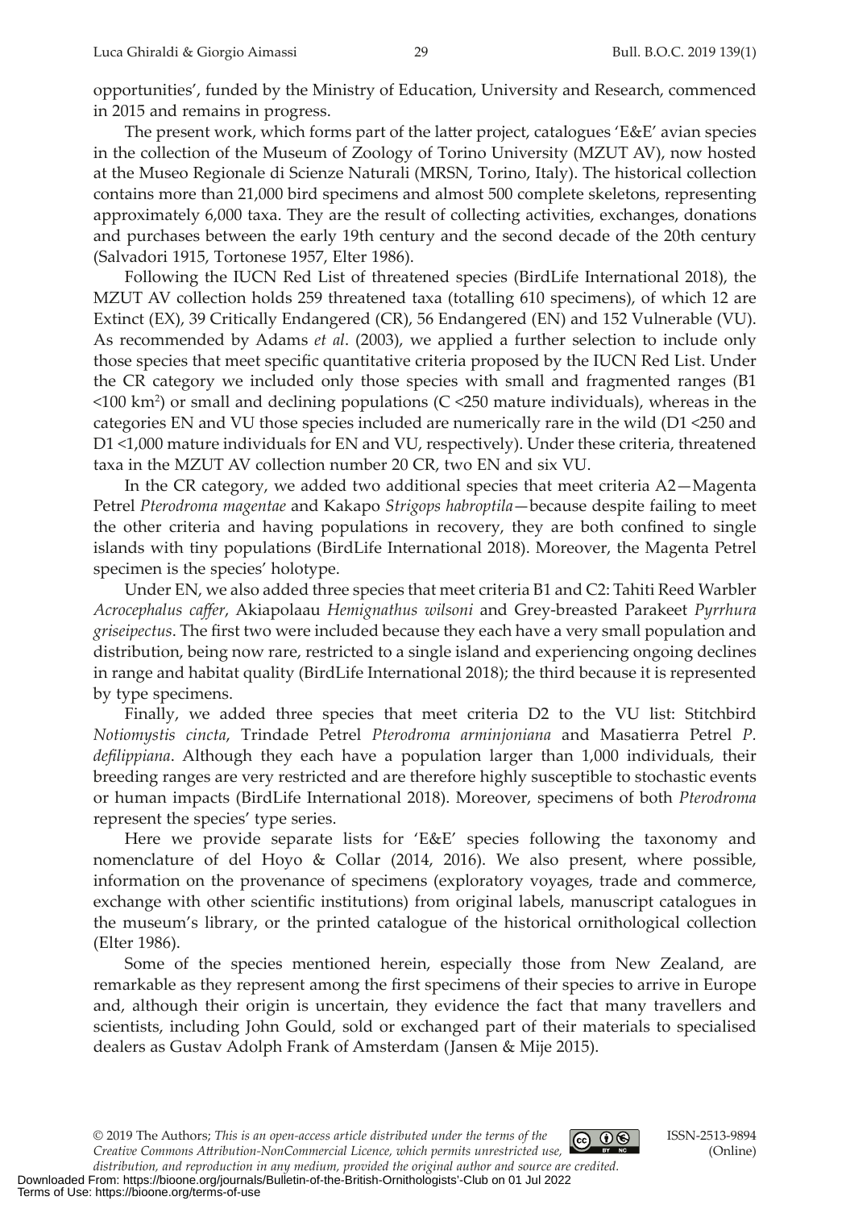opportunities', funded by the Ministry of Education, University and Research, commenced in 2015 and remains in progress.

The present work, which forms part of the latter project, catalogues 'E&E' avian species in the collection of the Museum of Zoology of Torino University (MZUT AV), now hosted at the Museo Regionale di Scienze Naturali (MRSN, Torino, Italy). The historical collection contains more than 21,000 bird specimens and almost 500 complete skeletons, representing approximately 6,000 taxa. They are the result of collecting activities, exchanges, donations and purchases between the early 19th century and the second decade of the 20th century (Salvadori 1915, Tortonese 1957, Elter 1986).

Following the IUCN Red List of threatened species (BirdLife International 2018), the MZUT AV collection holds 259 threatened taxa (totalling 610 specimens), of which 12 are Extinct (EX), 39 Critically Endangered (CR), 56 Endangered (EN) and 152 Vulnerable (VU). As recommended by Adams *et al*. (2003), we applied a further selection to include only those species that meet specific quantitative criteria proposed by the IUCN Red List. Under the CR category we included only those species with small and fragmented ranges (B1 <100 $km^2$) or small and declining populations (C <250 mature individuals), whereas in the categories EN and VU those species included are numerically rare in the wild (D1 <250 and D1 <1,000 mature individuals for EN and VU, respectively). Under these criteria, threatened taxa in the MZUT AV collection number 20 CR, two EN and six VU.

In the CR category, we added two additional species that meet criteria A2—Magenta Petrel *Pterodroma magentae* and Kakapo *Strigops habroptila*—because despite failing to meet the other criteria and having populations in recovery, they are both confined to single islands with tiny populations (BirdLife International 2018). Moreover, the Magenta Petrel specimen is the species' holotype.

Under EN, we also added three species that meet criteria B1 and C2: Tahiti Reed Warbler *Acrocephalus caffer*, Akiapolaau *Hemignathus wilsoni* and Grey-breasted Parakeet *Pyrrhura griseipectus*. The first two were included because they each have a very small population and distribution, being now rare, restricted to a single island and experiencing ongoing declines in range and habitat quality (BirdLife International 2018); the third because it is represented by type specimens.

Finally, we added three species that meet criteria D2 to the VU list: Stitchbird *Notiomystis cincta*, Trindade Petrel *Pterodroma arminjoniana* and Masatierra Petrel *P. defilippiana*. Although they each have a population larger than 1,000 individuals, their breeding ranges are very restricted and are therefore highly susceptible to stochastic events or human impacts (BirdLife International 2018). Moreover, specimens of both *Pterodroma* represent the species' type series.

Here we provide separate lists for 'E&E' species following the taxonomy and nomenclature of del Hoyo & Collar (2014, 2016). We also present, where possible, information on the provenance of specimens (exploratory voyages, trade and commerce, exchange with other scientific institutions) from original labels, manuscript catalogues in the museum's library, or the printed catalogue of the historical ornithological collection (Elter 1986).

Some of the species mentioned herein, especially those from New Zealand, are remarkable as they represent among the first specimens of their species to arrive in Europe and, although their origin is uncertain, they evidence the fact that many travellers and scientists, including John Gould, sold or exchanged part of their materials to specialised dealers as Gustav Adolph Frank of Amsterdam (Jansen & Mije 2015).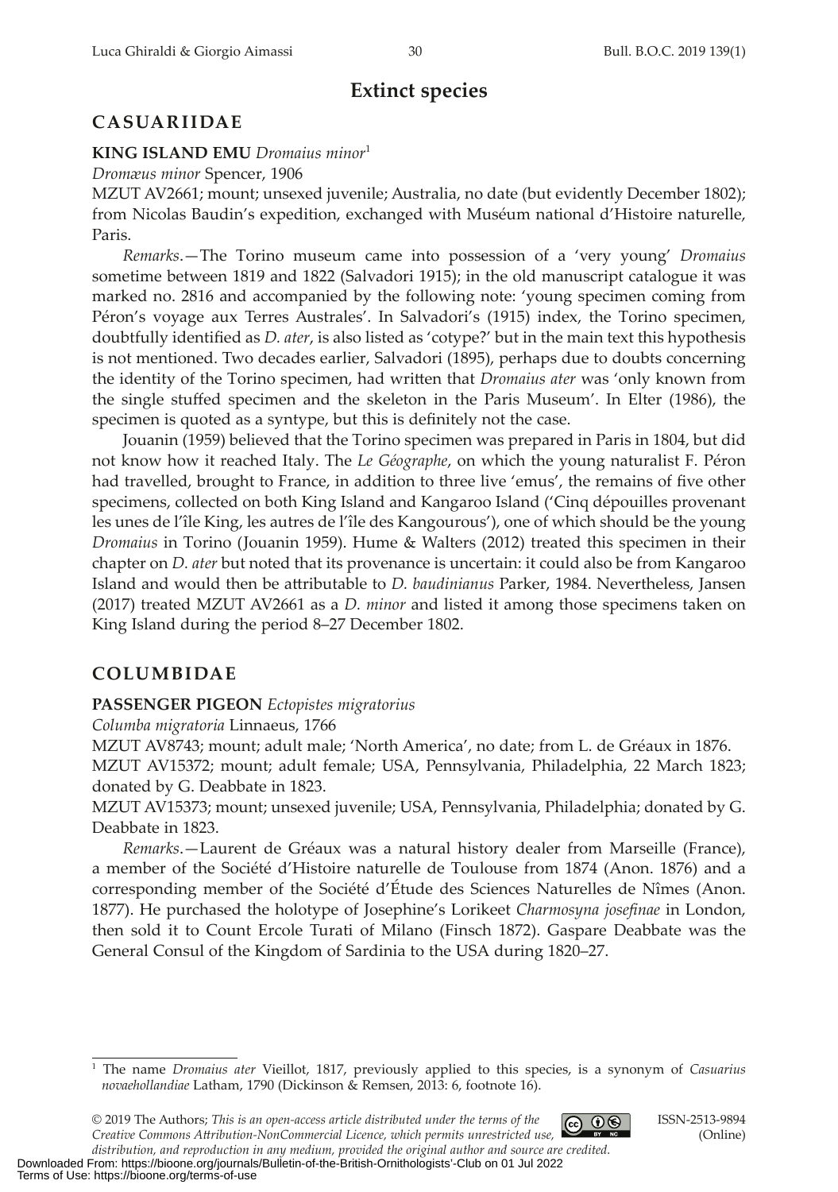# Extinct species

## CASUARIIDAE

**KING ISLAND EMU** *Dromaius minor*[1]

*Dromæus minor* Spencer, 1906

MZUT AV2661; mount; unsexed juvenile; Australia, no date (but evidently December 1802); from Nicolas Baudin's expedition, exchanged with Muséum national d'Histoire naturelle, Paris.

*Remarks*.—The Torino museum came into possession of a 'very young' *Dromaius* sometime between 1819 and 1822 (Salvadori 1915); in the old manuscript catalogue it was marked no. 2816 and accompanied by the following note: 'young specimen coming from Péron's voyage aux Terres Australes'. In Salvadori's (1915) index, the Torino specimen, doubtfully identified as *D. ater*, is also listed as 'cotype?' but in the main text this hypothesis is not mentioned. Two decades earlier, Salvadori (1895), perhaps due to doubts concerning the identity of the Torino specimen, had written that *Dromaius ater* was 'only known from the single stuffed specimen and the skeleton in the Paris Museum'. In Elter (1986), the specimen is quoted as a syntype, but this is definitely not the case.

Jouanin (1959) believed that the Torino specimen was prepared in Paris in 1804, but did not know how it reached Italy. The *Le Géographe*, on which the young naturalist F. Péron had travelled, brought to France, in addition to three live 'emus', the remains of five other specimens, collected on both King Island and Kangaroo Island ('Cinq dépouilles provenant les unes de l'île King, les autres de l'île des Kangourous'), one of which should be the young *Dromaius* in Torino (Jouanin 1959). Hume & Walters (2012) treated this specimen in their chapter on *D. ater* but noted that its provenance is uncertain: it could also be from Kangaroo Island and would then be attributable to *D. baudinianus* Parker, 1984. Nevertheless, Jansen (2017) treated MZUT AV2661 as a *D. minor* and listed it among those specimens taken on King Island during the period 8–27 December 1802.

## COLUMBIDAE

**PASSENGER PIGEON** *Ectopistes migratorius*

*Columba migratoria* Linnaeus, 1766

MZUT AV8743; mount; adult male; 'North America', no date; from L. de Gréaux in 1876.

MZUT AV15372; mount; adult female; USA, Pennsylvania, Philadelphia, 22 March 1823; donated by G. Deabbate in 1823.

MZUT AV15373; mount; unsexed juvenile; USA, Pennsylvania, Philadelphia; donated by G. Deabbate in 1823.

*Remarks*.—Laurent de Gréaux was a natural history dealer from Marseille (France), a member of the Société d'Histoire naturelle de Toulouse from 1874 (Anon. 1876) and a corresponding member of the Société d'Étude des Sciences Naturelles de Nîmes (Anon. 1877). He purchased the holotype of Josephine's Lorikeet *Charmosyna josefinae* in London, then sold it to Count Ercole Turati of Milano (Finsch 1872). Gaspare Deabbate was the General Consul of the Kingdom of Sardinia to the USA during 1820–27.

---

[1] The name *Dromaius ater* Vieillot, 1817, previously applied to this species, is a synonym of *Casuarius novaehollandiae* Latham, 1790 (Dickinson & Remsen, 2013: 6, footnote 16).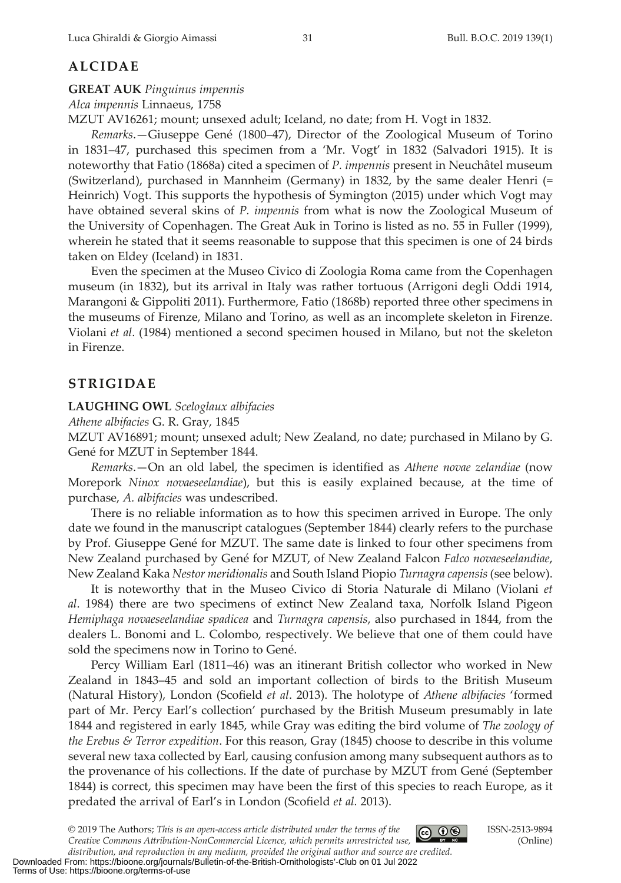## ALCIDAE

**GREAT AUK** *Pinguinus impennis*

*Alca impennis* Linnaeus, 1758

MZUT AV16261; mount; unsexed adult; Iceland, no date; from H. Vogt in 1832.

*Remarks*.—Giuseppe Gené (1800–47), Director of the Zoological Museum of Torino in 1831–47, purchased this specimen from a 'Mr. Vogt' in 1832 (Salvadori 1915). It is noteworthy that Fatio (1868a) cited a specimen of *P. impennis* present in Neuchâtel museum (Switzerland), purchased in Mannheim (Germany) in 1832, by the same dealer Henri (= Heinrich) Vogt. This supports the hypothesis of Symington (2015) under which Vogt may have obtained several skins of *P. impennis* from what is now the Zoological Museum of the University of Copenhagen. The Great Auk in Torino is listed as no. 55 in Fuller (1999), wherein he stated that it seems reasonable to suppose that this specimen is one of 24 birds taken on Eldey (Iceland) in 1831.

Even the specimen at the Museo Civico di Zoologia Roma came from the Copenhagen museum (in 1832), but its arrival in Italy was rather tortuous (Arrigoni degli Oddi 1914, Marangoni & Gippoliti 2011). Furthermore, Fatio (1868b) reported three other specimens in the museums of Firenze, Milano and Torino, as well as an incomplete skeleton in Firenze. Violani *et al*. (1984) mentioned a second specimen housed in Milano, but not the skeleton in Firenze.

## STRIGIDAE

**LAUGHING OWL** *Sceloglaux albifacies*

*Athene albifacies* G. R. Gray, 1845

MZUT AV16891; mount; unsexed adult; New Zealand, no date; purchased in Milano by G. Gené for MZUT in September 1844.

*Remarks*.—On an old label, the specimen is identified as *Athene novae zelandiae* (now Morepork *Ninox novaeseelandiae*), but this is easily explained because, at the time of purchase, *A. albifacies* was undescribed.

There is no reliable information as to how this specimen arrived in Europe. The only date we found in the manuscript catalogues (September 1844) clearly refers to the purchase by Prof. Giuseppe Gené for MZUT. The same date is linked to four other specimens from New Zealand purchased by Gené for MZUT, of New Zealand Falcon *Falco novaeseelandiae*, New Zealand Kaka *Nestor meridionalis* and South Island Piopio *Turnagra capensis* (see below).

It is noteworthy that in the Museo Civico di Storia Naturale di Milano (Violani *et al*. 1984) there are two specimens of extinct New Zealand taxa, Norfolk Island Pigeon *Hemiphaga novaeseelandiae spadicea* and *Turnagra capensis*, also purchased in 1844, from the dealers L. Bonomi and L. Colombo, respectively. We believe that one of them could have sold the specimens now in Torino to Gené.

Percy William Earl (1811–46) was an itinerant British collector who worked in New Zealand in 1843–45 and sold an important collection of birds to the British Museum (Natural History), London (Scofield *et al*. 2013). The holotype of *Athene albifacies* 'formed part of Mr. Percy Earl's collection' purchased by the British Museum presumably in late 1844 and registered in early 1845, while Gray was editing the bird volume of *The zoology of the Erebus & Terror expedition*. For this reason, Gray (1845) choose to describe in this volume several new taxa collected by Earl, causing confusion among many subsequent authors as to the provenance of his collections. If the date of purchase by MZUT from Gené (September 1844) is correct, this specimen may have been the first of this species to reach Europe, as it predated the arrival of Earl's in London (Scofield *et al*. 2013).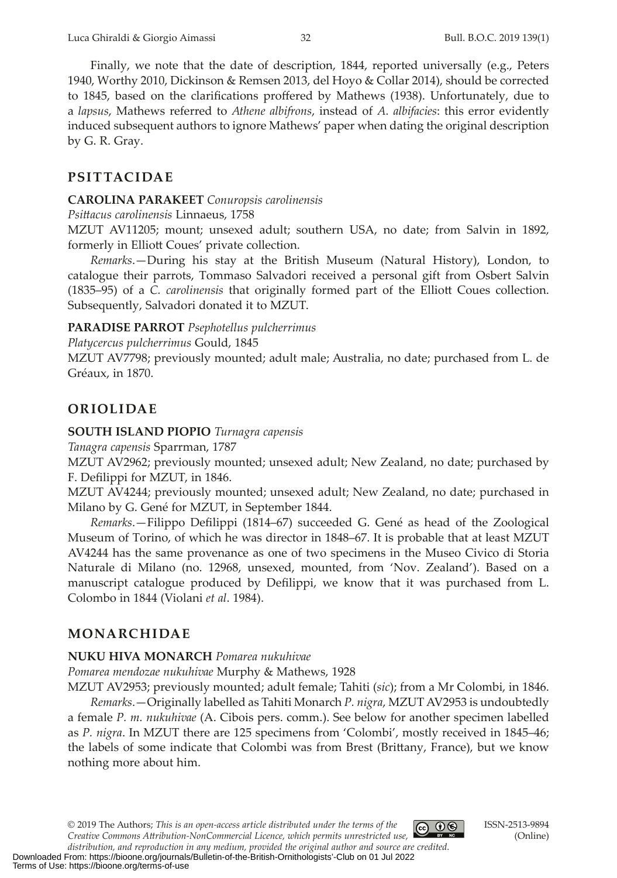Finally, we note that the date of description, 1844, reported universally (e.g., Peters 1940, Worthy 2010, Dickinson & Remsen 2013, del Hoyo & Collar 2014), should be corrected to 1845, based on the clarifications proffered by Mathews (1938). Unfortunately, due to a *lapsus*, Mathews referred to *Athene albifrons*, instead of *A. albifacies*: this error evidently induced subsequent authors to ignore Mathews' paper when dating the original description by G. R. Gray.

## PSITTACIDAE

**CAROLINA PARAKEET** *Conuropsis carolinensis*

*Psittacus carolinensis* Linnaeus, 1758

MZUT AV11205; mount; unsexed adult; southern USA, no date; from Salvin in 1892, formerly in Elliott Coues' private collection.

*Remarks*.—During his stay at the British Museum (Natural History), London, to catalogue their parrots, Tommaso Salvadori received a personal gift from Osbert Salvin (1835–95) of a *C. carolinensis* that originally formed part of the Elliott Coues collection. Subsequently, Salvadori donated it to MZUT.

**PARADISE PARROT** *Psephotellus pulcherrimus*

*Platycercus pulcherrimus* Gould, 1845

MZUT AV7798; previously mounted; adult male; Australia, no date; purchased from L. de Gréaux, in 1870.

## ORIOLIDAE

**SOUTH ISLAND PIOPIO** *Turnagra capensis*

*Tanagra capensis* Sparrman, 1787

MZUT AV2962; previously mounted; unsexed adult; New Zealand, no date; purchased by F. Defilippi for MZUT, in 1846.

MZUT AV4244; previously mounted; unsexed adult; New Zealand, no date; purchased in Milano by G. Gené for MZUT, in September 1844.

*Remarks*.—Filippo Defilippi (1814–67) succeeded G. Gené as head of the Zoological Museum of Torino, of which he was director in 1848–67. It is probable that at least MZUT AV4244 has the same provenance as one of two specimens in the Museo Civico di Storia Naturale di Milano (no. 12968, unsexed, mounted, from 'Nov. Zealand'). Based on a manuscript catalogue produced by Defilippi, we know that it was purchased from L. Colombo in 1844 (Violani *et al*. 1984).

## MONARCHIDAE

**NUKU HIVA MONARCH** *Pomarea nukuhivae*

*Pomarea mendozae nukuhivae* Murphy & Mathews, 1928

MZUT AV2953; previously mounted; adult female; Tahiti (*sic*); from a Mr Colombi, in 1846.

*Remarks*.—Originally labelled as Tahiti Monarch *P. nigra*, MZUT AV2953 is undoubtedly a female *P. m. nukuhivae* (A. Cibois pers. comm.). See below for another specimen labelled as *P. nigra*. In MZUT there are 125 specimens from 'Colombi', mostly received in 1845–46; the labels of some indicate that Colombi was from Brest (Brittany, France), but we know nothing more about him.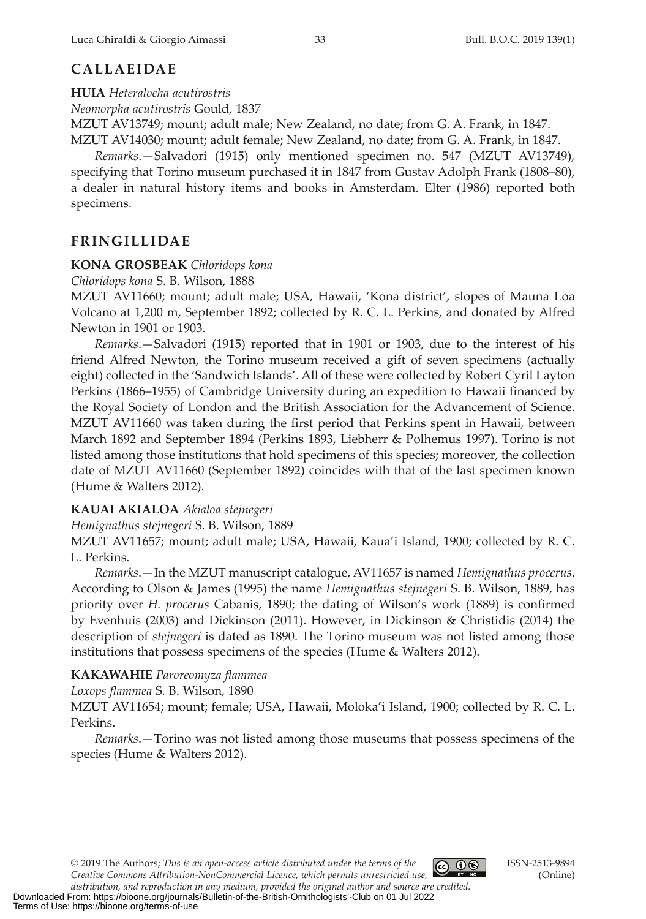## CALLAEIDAE

**HUIA** *Heteralocha acutirostris*

*Neomorpha acutirostris* Gould, 1837

MZUT AV13749; mount; adult male; New Zealand, no date; from G. A. Frank, in 1847.

MZUT AV14030; mount; adult female; New Zealand, no date; from G. A. Frank, in 1847.

*Remarks*.—Salvadori (1915) only mentioned specimen no. 547 (MZUT AV13749), specifying that Torino museum purchased it in 1847 from Gustav Adolph Frank (1808–80), a dealer in natural history items and books in Amsterdam. Elter (1986) reported both specimens.

## FRINGILLIDAE

**KONA GROSBEAK** *Chloridops kona*

*Chloridops kona* S. B. Wilson, 1888

MZUT AV11660; mount; adult male; USA, Hawaii, 'Kona district', slopes of Mauna Loa Volcano at 1,200 m, September 1892; collected by R. C. L. Perkins, and donated by Alfred Newton in 1901 or 1903.

*Remarks*.—Salvadori (1915) reported that in 1901 or 1903, due to the interest of his friend Alfred Newton, the Torino museum received a gift of seven specimens (actually eight) collected in the 'Sandwich Islands'. All of these were collected by Robert Cyril Layton Perkins (1866–1955) of Cambridge University during an expedition to Hawaii financed by the Royal Society of London and the British Association for the Advancement of Science. MZUT AV11660 was taken during the first period that Perkins spent in Hawaii, between March 1892 and September 1894 (Perkins 1893, Liebherr & Polhemus 1997). Torino is not listed among those institutions that hold specimens of this species; moreover, the collection date of MZUT AV11660 (September 1892) coincides with that of the last specimen known (Hume & Walters 2012).

**KAUAI AKIALOA** *Akialoa stejnegeri*

*Hemignathus stejnegeri* S. B. Wilson, 1889

MZUT AV11657; mount; adult male; USA, Hawaii, Kaua'i Island, 1900; collected by R. C. L. Perkins.

*Remarks*.—In the MZUT manuscript catalogue, AV11657 is named *Hemignathus procerus*. According to Olson & James (1995) the name *Hemignathus stejnegeri* S. B. Wilson, 1889, has priority over *H. procerus* Cabanis, 1890; the dating of Wilson's work (1889) is confirmed by Evenhuis (2003) and Dickinson (2011). However, in Dickinson & Christidis (2014) the description of *stejnegeri* is dated as 1890. The Torino museum was not listed among those institutions that possess specimens of the species (Hume & Walters 2012).

**KAKAWAHIE** *Paroreomyza flammea*

*Loxops flammea* S. B. Wilson, 1890

MZUT AV11654; mount; female; USA, Hawaii, Moloka'i Island, 1900; collected by R. C. L. Perkins.

*Remarks*.—Torino was not listed among those museums that possess specimens of the species (Hume & Walters 2012).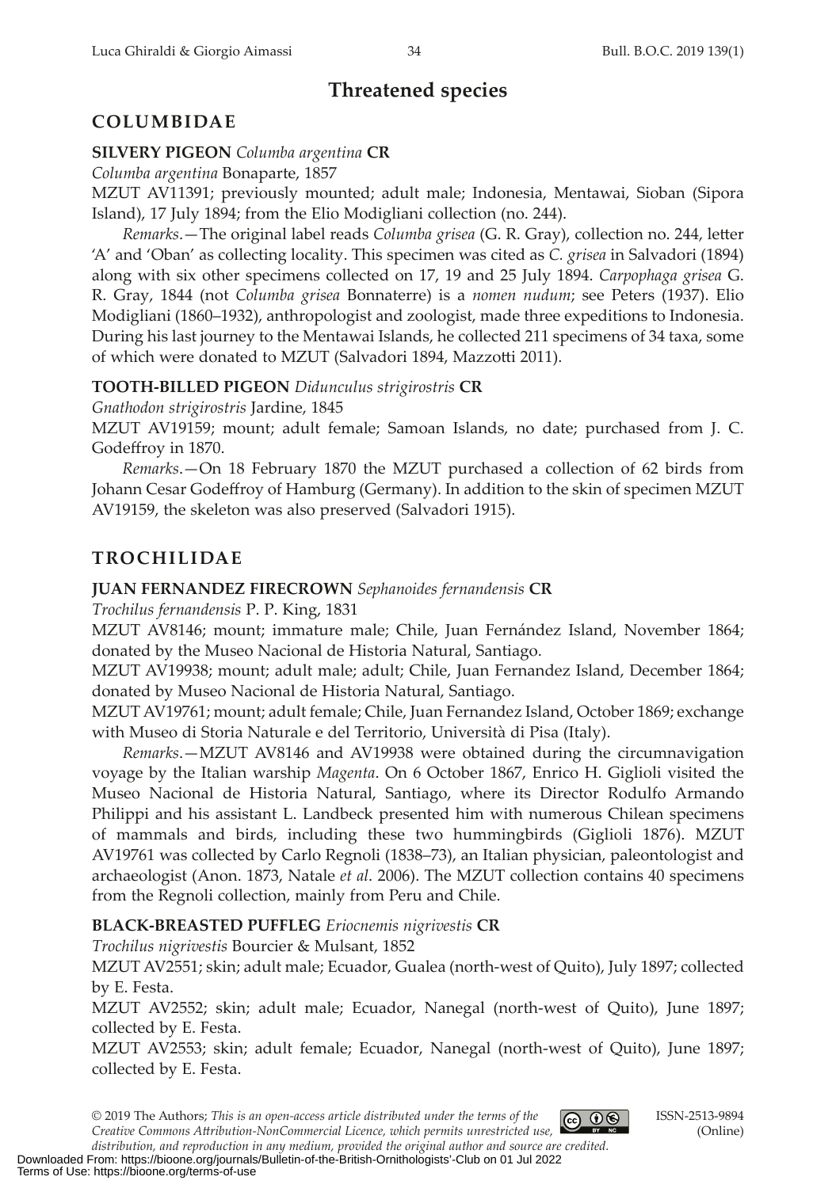## Threatened species

### COLUMBIDAE

**SILVERY PIGEON** *Columba argentina* **CR**

*Columba argentina* Bonaparte, 1857

MZUT AV11391; previously mounted; adult male; Indonesia, Mentawai, Sioban (Sipora Island), 17 July 1894; from the Elio Modigliani collection (no. 244).

*Remarks*.—The original label reads *Columba grisea* (G. R. Gray), collection no. 244, letter 'A' and 'Oban' as collecting locality. This specimen was cited as *C. grisea* in Salvadori (1894) along with six other specimens collected on 17, 19 and 25 July 1894. *Carpophaga grisea* G. R. Gray, 1844 (not *Columba grisea* Bonnaterre) is a *nomen nudum*; see Peters (1937). Elio Modigliani (1860–1932), anthropologist and zoologist, made three expeditions to Indonesia. During his last journey to the Mentawai Islands, he collected 211 specimens of 34 taxa, some of which were donated to MZUT (Salvadori 1894, Mazzotti 2011).

**TOOTH-BILLED PIGEON** *Didunculus strigirostris* **CR**

*Gnathodon strigirostris* Jardine, 1845

MZUT AV19159; mount; adult female; Samoan Islands, no date; purchased from J. C. Godeffroy in 1870.

*Remarks*.—On 18 February 1870 the MZUT purchased a collection of 62 birds from Johann Cesar Godeffroy of Hamburg (Germany). In addition to the skin of specimen MZUT AV19159, the skeleton was also preserved (Salvadori 1915).

### TROCHILIDAE

**JUAN FERNANDEZ FIRECROWN** *Sephanoides fernandensis* **CR**

*Trochilus fernandensis* P. P. King, 1831

MZUT AV8146; mount; immature male; Chile, Juan Fernández Island, November 1864; donated by the Museo Nacional de Historia Natural, Santiago.

MZUT AV19938; mount; adult male; adult; Chile, Juan Fernandez Island, December 1864; donated by Museo Nacional de Historia Natural, Santiago.

MZUT AV19761; mount; adult female; Chile, Juan Fernandez Island, October 1869; exchange with Museo di Storia Naturale e del Territorio, Università di Pisa (Italy).

*Remarks*.—MZUT AV8146 and AV19938 were obtained during the circumnavigation voyage by the Italian warship *Magenta*. On 6 October 1867, Enrico H. Giglioli visited the Museo Nacional de Historia Natural, Santiago, where its Director Rodulfo Armando Philippi and his assistant L. Landbeck presented him with numerous Chilean specimens of mammals and birds, including these two hummingbirds (Giglioli 1876). MZUT AV19761 was collected by Carlo Regnoli (1838–73), an Italian physician, paleontologist and archaeologist (Anon. 1873, Natale *et al*. 2006). The MZUT collection contains 40 specimens from the Regnoli collection, mainly from Peru and Chile.

**BLACK-BREASTED PUFFLEG** *Eriocnemis nigrivestis* **CR**

*Trochilus nigrivestis* Bourcier & Mulsant, 1852

MZUT AV2551; skin; adult male; Ecuador, Gualea (north-west of Quito), July 1897; collected by E. Festa.

MZUT AV2552; skin; adult male; Ecuador, Nanegal (north-west of Quito), June 1897; collected by E. Festa.

MZUT AV2553; skin; adult female; Ecuador, Nanegal (north-west of Quito), June 1897; collected by E. Festa.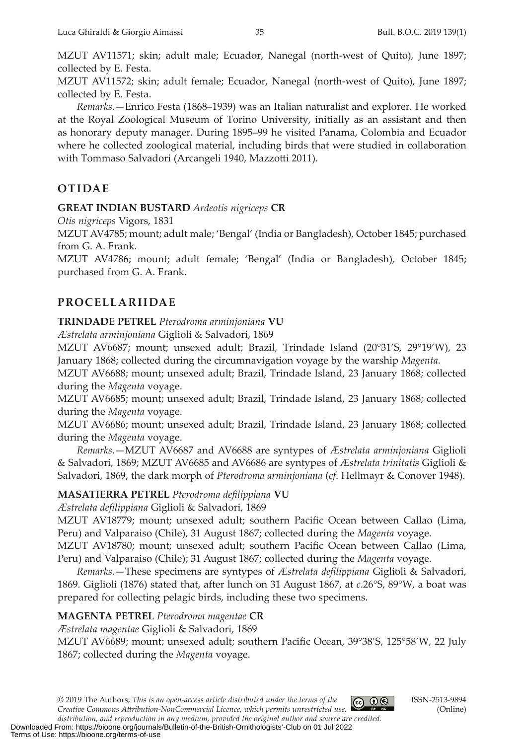MZUT AV11571; skin; adult male; Ecuador, Nanegal (north-west of Quito), June 1897; collected by E. Festa.

MZUT AV11572; skin; adult female; Ecuador, Nanegal (north-west of Quito), June 1897; collected by E. Festa.

*Remarks*.—Enrico Festa (1868–1939) was an Italian naturalist and explorer. He worked at the Royal Zoological Museum of Torino University, initially as an assistant and then as honorary deputy manager. During 1895–99 he visited Panama, Colombia and Ecuador where he collected zoological material, including birds that were studied in collaboration with Tommaso Salvadori (Arcangeli 1940, Mazzotti 2011).

## OTIDAE

**GREAT INDIAN BUSTARD** *Ardeotis nigriceps* **CR**

*Otis nigriceps* Vigors, 1831

MZUT AV4785; mount; adult male; 'Bengal' (India or Bangladesh), October 1845; purchased from G. A. Frank.

MZUT AV4786; mount; adult female; 'Bengal' (India or Bangladesh), October 1845; purchased from G. A. Frank.

## PROCELLARIIDAE

**TRINDADE PETREL** *Pterodroma arminjoniana* **VU**

*Æstrelata arminjoniana* Giglioli & Salvadori, 1869

MZUT AV6687; mount; unsexed adult; Brazil, Trindade Island (20°31'S, 29°19'W), 23 January 1868; collected during the circumnavigation voyage by the warship *Magenta*.

MZUT AV6688; mount; unsexed adult; Brazil, Trindade Island, 23 January 1868; collected during the *Magenta* voyage.

MZUT AV6685; mount; unsexed adult; Brazil, Trindade Island, 23 January 1868; collected during the *Magenta* voyage.

MZUT AV6686; mount; unsexed adult; Brazil, Trindade Island, 23 January 1868; collected during the *Magenta* voyage.

*Remarks*.—MZUT AV6687 and AV6688 are syntypes of *Æstrelata arminjoniana* Giglioli & Salvadori, 1869; MZUT AV6685 and AV6686 are syntypes of *Æstrelata trinitatis* Giglioli & Salvadori, 1869, the dark morph of *Pterodroma arminjoniana* (*cf*. Hellmayr & Conover 1948).

**MASATIERRA PETREL** *Pterodroma defilippiana* **VU**

*Æstrelata defilippiana* Giglioli & Salvadori, 1869

MZUT AV18779; mount; unsexed adult; southern Pacific Ocean between Callao (Lima, Peru) and Valparaiso (Chile), 31 August 1867; collected during the *Magenta* voyage.

MZUT AV18780; mount; unsexed adult; southern Pacific Ocean between Callao (Lima, Peru) and Valparaiso (Chile); 31 August 1867; collected during the *Magenta* voyage.

*Remarks*.—These specimens are syntypes of *Æstrelata defilippiana* Giglioli & Salvadori, 1869. Giglioli (1876) stated that, after lunch on 31 August 1867, at *c*.26°S, 89°W, a boat was prepared for collecting pelagic birds, including these two specimens.

**MAGENTA PETREL** *Pterodroma magentae* **CR**

*Æstrelata magentae* Giglioli & Salvadori, 1869

MZUT AV6689; mount; unsexed adult; southern Pacific Ocean, 39°38'S, 125°58'W, 22 July 1867; collected during the *Magenta* voyage.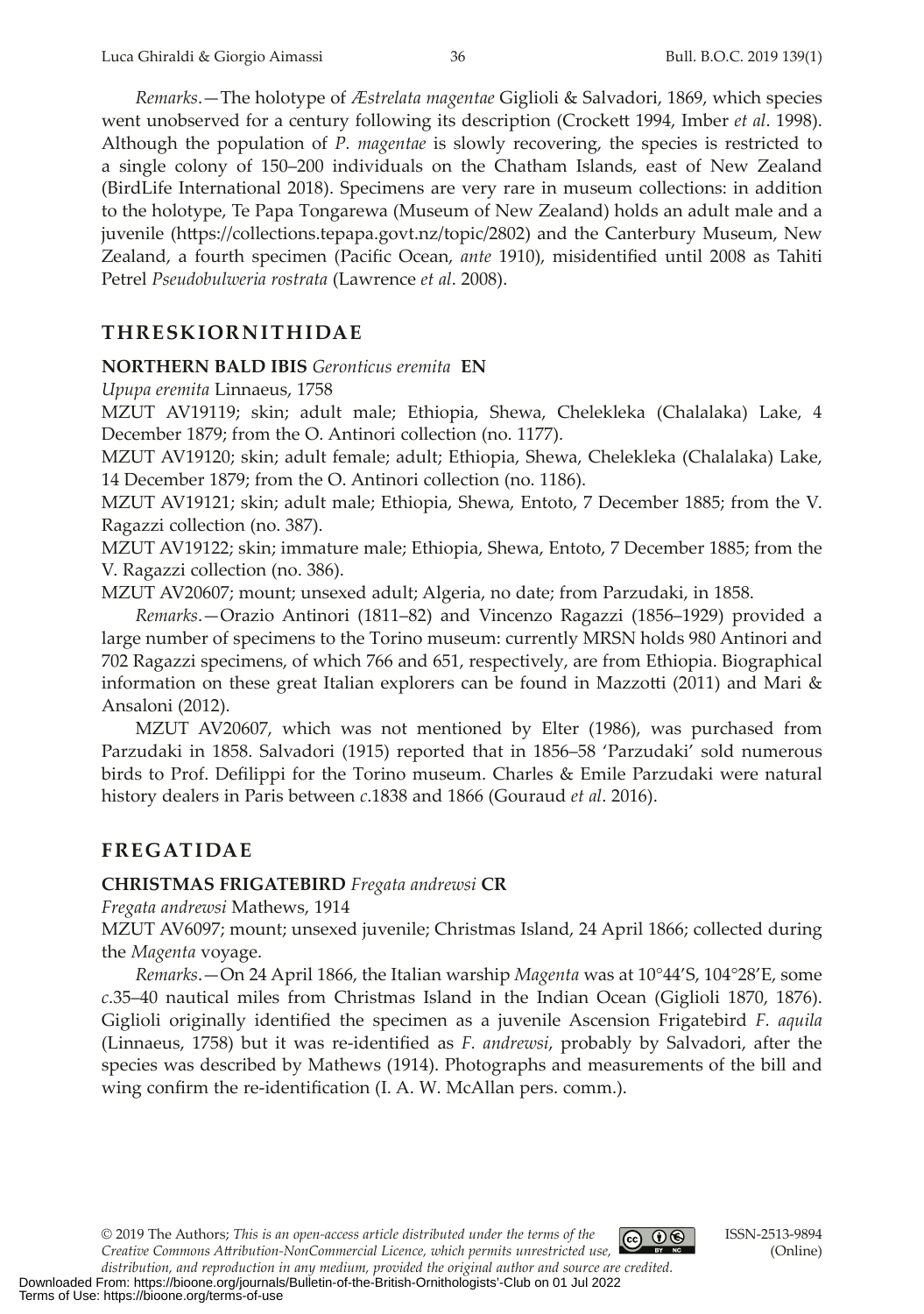*Remarks*.—The holotype of *Æstrelata magentae* Giglioli & Salvadori, 1869, which species went unobserved for a century following its description (Crockett 1994, Imber *et al*. 1998). Although the population of *P. magentae* is slowly recovering, the species is restricted to a single colony of 150–200 individuals on the Chatham Islands, east of New Zealand (BirdLife International 2018). Specimens are very rare in museum collections: in addition to the holotype, Te Papa Tongarewa (Museum of New Zealand) holds an adult male and a juvenile (https://collections.tepapa.govt.nz/topic/2802) and the Canterbury Museum, New Zealand, a fourth specimen (Pacific Ocean, *ante* 1910), misidentified until 2008 as Tahiti Petrel *Pseudobulweria rostrata* (Lawrence *et al*. 2008).

## THRESKIORNITHIDAE

**NORTHERN BALD IBIS** *Geronticus eremita* **EN**

*Upupa eremita* Linnaeus, 1758

MZUT AV19119; skin; adult male; Ethiopia, Shewa, Chelekleka (Chalalaka) Lake, 4 December 1879; from the O. Antinori collection (no. 1177).

MZUT AV19120; skin; adult female; adult; Ethiopia, Shewa, Chelekleka (Chalalaka) Lake, 14 December 1879; from the O. Antinori collection (no. 1186).

MZUT AV19121; skin; adult male; Ethiopia, Shewa, Entoto, 7 December 1885; from the V. Ragazzi collection (no. 387).

MZUT AV19122; skin; immature male; Ethiopia, Shewa, Entoto, 7 December 1885; from the V. Ragazzi collection (no. 386).

MZUT AV20607; mount; unsexed adult; Algeria, no date; from Parzudaki, in 1858.

*Remarks*.—Orazio Antinori (1811–82) and Vincenzo Ragazzi (1856–1929) provided a large number of specimens to the Torino museum: currently MRSN holds 980 Antinori and 702 Ragazzi specimens, of which 766 and 651, respectively, are from Ethiopia. Biographical information on these great Italian explorers can be found in Mazzotti (2011) and Mari & Ansaloni (2012).

MZUT AV20607, which was not mentioned by Elter (1986), was purchased from Parzudaki in 1858. Salvadori (1915) reported that in 1856–58 'Parzudaki' sold numerous birds to Prof. Defilippi for the Torino museum. Charles & Emile Parzudaki were natural history dealers in Paris between *c*.1838 and 1866 (Gouraud *et al*. 2016).

## FREGATIDAE

**CHRISTMAS FRIGATEBIRD** *Fregata andrewsi* **CR**

*Fregata andrewsi* Mathews, 1914

MZUT AV6097; mount; unsexed juvenile; Christmas Island, 24 April 1866; collected during the *Magenta* voyage.

*Remarks*.—On 24 April 1866, the Italian warship *Magenta* was at 10°44'S, 104°28'E, some *c*.35–40 nautical miles from Christmas Island in the Indian Ocean (Giglioli 1870, 1876). Giglioli originally identified the specimen as a juvenile Ascension Frigatebird *F. aquila* (Linnaeus, 1758) but it was re-identified as *F. andrewsi*, probably by Salvadori, after the species was described by Mathews (1914). Photographs and measurements of the bill and wing confirm the re-identification (I. A. W. McAllan pers. comm.).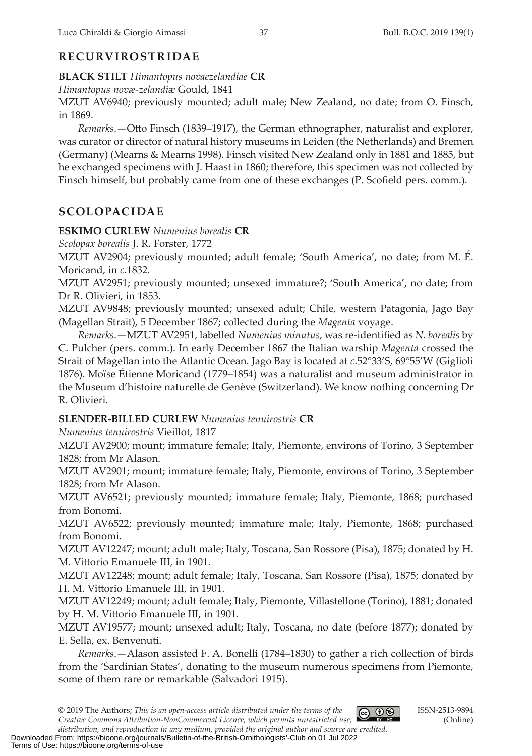## RECURVIROSTRIDAE

**BLACK STILT** *Himantopus novaezelandiae* **CR**

*Himantopus novæ-zelandiæ* Gould, 1841

MZUT AV6940; previously mounted; adult male; New Zealand, no date; from O. Finsch, in 1869.

*Remarks*.—Otto Finsch (1839–1917), the German ethnographer, naturalist and explorer, was curator or director of natural history museums in Leiden (the Netherlands) and Bremen (Germany) (Mearns & Mearns 1998). Finsch visited New Zealand only in 1881 and 1885, but he exchanged specimens with J. Haast in 1860; therefore, this specimen was not collected by Finsch himself, but probably came from one of these exchanges (P. Scofield pers. comm.).

## SCOLOPACIDAE

**ESKIMO CURLEW** *Numenius borealis* **CR**

*Scolopax borealis* J. R. Forster, 1772

MZUT AV2904; previously mounted; adult female; 'South America', no date; from M. É. Moricand, in *c*.1832.

MZUT AV2951; previously mounted; unsexed immature?; 'South America', no date; from Dr R. Olivieri, in 1853.

MZUT AV9848; previously mounted; unsexed adult; Chile, western Patagonia, Jago Bay (Magellan Strait), 5 December 1867; collected during the *Magenta* voyage.

*Remarks*.—MZUT AV2951, labelled *Numenius minutus*, was re-identified as *N. borealis* by C. Pulcher (pers. comm.). In early December 1867 the Italian warship *Magenta* crossed the Strait of Magellan into the Atlantic Ocean. Jago Bay is located at *c*.52°33'S, 69°55'W (Giglioli 1876). Moïse Étienne Moricand (1779–1854) was a naturalist and museum administrator in the Museum d'histoire naturelle de Genève (Switzerland). We know nothing concerning Dr R. Olivieri.

**SLENDER-BILLED CURLEW** *Numenius tenuirostris* **CR**

*Numenius tenuirostris* Vieillot, 1817

MZUT AV2900; mount; immature female; Italy, Piemonte, environs of Torino, 3 September 1828; from Mr Alason.

MZUT AV2901; mount; immature female; Italy, Piemonte, environs of Torino, 3 September 1828; from Mr Alason.

MZUT AV6521; previously mounted; immature female; Italy, Piemonte, 1868; purchased from Bonomi.

MZUT AV6522; previously mounted; immature male; Italy, Piemonte, 1868; purchased from Bonomi.

MZUT AV12247; mount; adult male; Italy, Toscana, San Rossore (Pisa), 1875; donated by H. M. Vittorio Emanuele III, in 1901.

MZUT AV12248; mount; adult female; Italy, Toscana, San Rossore (Pisa), 1875; donated by H. M. Vittorio Emanuele III, in 1901.

MZUT AV12249; mount; adult female; Italy, Piemonte, Villastellone (Torino), 1881; donated by H. M. Vittorio Emanuele III, in 1901.

MZUT AV19577; mount; unsexed adult; Italy, Toscana, no date (before 1877); donated by E. Sella, ex. Benvenuti.

*Remarks*.—Alason assisted F. A. Bonelli (1784–1830) to gather a rich collection of birds from the 'Sardinian States', donating to the museum numerous specimens from Piemonte, some of them rare or remarkable (Salvadori 1915).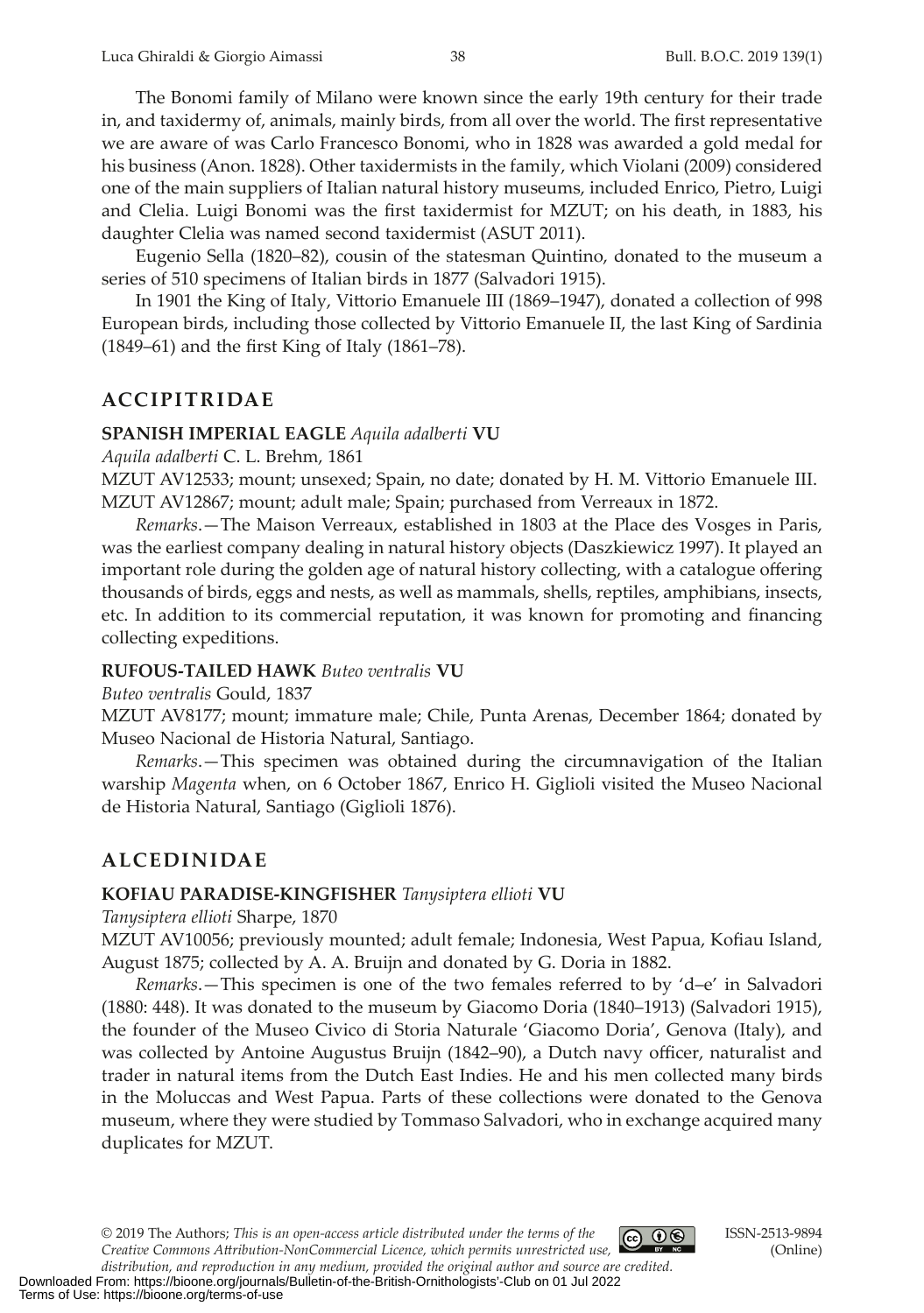The Bonomi family of Milano were known since the early 19th century for their trade in, and taxidermy of, animals, mainly birds, from all over the world. The first representative we are aware of was Carlo Francesco Bonomi, who in 1828 was awarded a gold medal for his business (Anon. 1828). Other taxidermists in the family, which Violani (2009) considered one of the main suppliers of Italian natural history museums, included Enrico, Pietro, Luigi and Clelia. Luigi Bonomi was the first taxidermist for MZUT; on his death, in 1883, his daughter Clelia was named second taxidermist (ASUT 2011).

Eugenio Sella (1820–82), cousin of the statesman Quintino, donated to the museum a series of 510 specimens of Italian birds in 1877 (Salvadori 1915).

In 1901 the King of Italy, Vittorio Emanuele III (1869–1947), donated a collection of 998 European birds, including those collected by Vittorio Emanuele II, the last King of Sardinia (1849–61) and the first King of Italy (1861–78).

## ACCIPITRIDAE

### SPANISH IMPERIAL EAGLE *Aquila adalberti* VU

*Aquila adalberti* C. L. Brehm, 1861

MZUT AV12533; mount; unsexed; Spain, no date; donated by H. M. Vittorio Emanuele III.
MZUT AV12867; mount; adult male; Spain; purchased from Verreaux in 1872.

*Remarks*.—The Maison Verreaux, established in 1803 at the Place des Vosges in Paris, was the earliest company dealing in natural history objects (Daszkiewicz 1997). It played an important role during the golden age of natural history collecting, with a catalogue offering thousands of birds, eggs and nests, as well as mammals, shells, reptiles, amphibians, insects, etc. In addition to its commercial reputation, it was known for promoting and financing collecting expeditions.

### RUFOUS-TAILED HAWK *Buteo ventralis* VU

*Buteo ventralis* Gould, 1837

MZUT AV8177; mount; immature male; Chile, Punta Arenas, December 1864; donated by Museo Nacional de Historia Natural, Santiago.

*Remarks*.—This specimen was obtained during the circumnavigation of the Italian warship *Magenta* when, on 6 October 1867, Enrico H. Giglioli visited the Museo Nacional de Historia Natural, Santiago (Giglioli 1876).

## ALCEDINIDAE

### KOFIAU PARADISE-KINGFISHER *Tanysiptera ellioti* VU

*Tanysiptera ellioti* Sharpe, 1870

MZUT AV10056; previously mounted; adult female; Indonesia, West Papua, Kofiau Island, August 1875; collected by A. A. Bruijn and donated by G. Doria in 1882.

*Remarks*.—This specimen is one of the two females referred to by 'd–e' in Salvadori (1880: 448). It was donated to the museum by Giacomo Doria (1840–1913) (Salvadori 1915), the founder of the Museo Civico di Storia Naturale 'Giacomo Doria', Genova (Italy), and was collected by Antoine Augustus Bruijn (1842–90), a Dutch navy officer, naturalist and trader in natural items from the Dutch East Indies. He and his men collected many birds in the Moluccas and West Papua. Parts of these collections were donated to the Genova museum, where they were studied by Tommaso Salvadori, who in exchange acquired many duplicates for MZUT.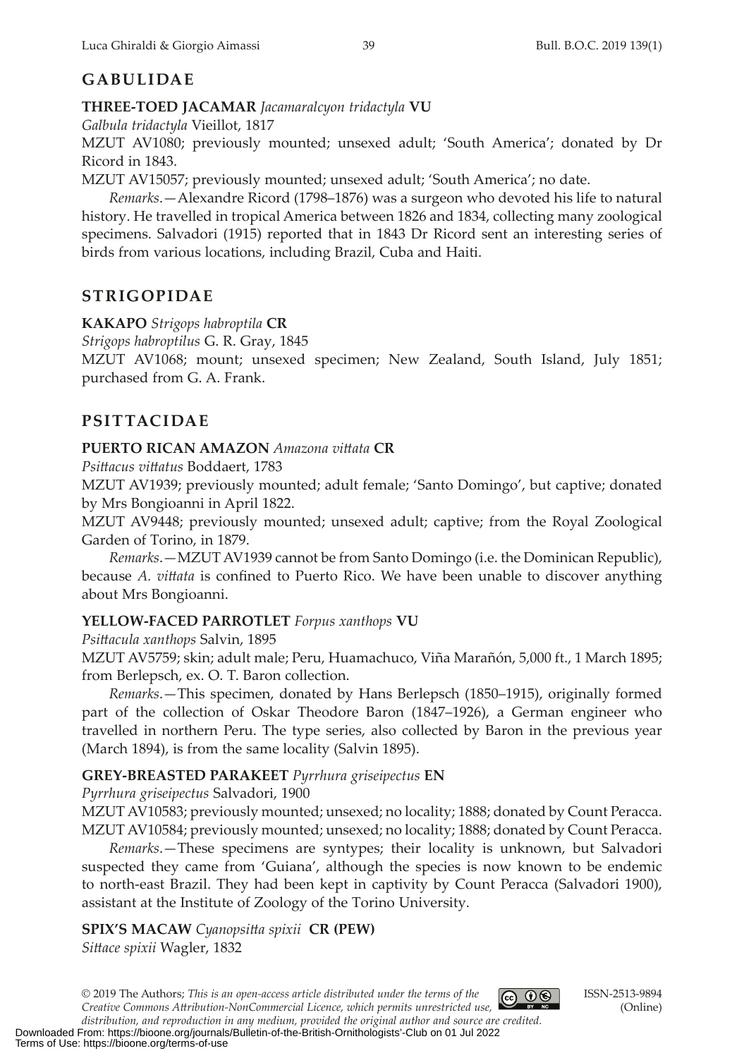## GABULIDAE

**THREE-TOED JACAMAR** *Jacamaralcyon tridactyla* **VU**

*Galbula tridactyla* Vieillot, 1817

MZUT AV1080; previously mounted; unsexed adult; 'South America'; donated by Dr Ricord in 1843.

MZUT AV15057; previously mounted; unsexed adult; 'South America'; no date.

*Remarks*.—Alexandre Ricord (1798–1876) was a surgeon who devoted his life to natural history. He travelled in tropical America between 1826 and 1834, collecting many zoological specimens. Salvadori (1915) reported that in 1843 Dr Ricord sent an interesting series of birds from various locations, including Brazil, Cuba and Haiti.

## STRIGOPIDAE

**KAKAPO** *Strigops habroptila* **CR**

*Strigops habroptilus* G. R. Gray, 1845

MZUT AV1068; mount; unsexed specimen; New Zealand, South Island, July 1851; purchased from G. A. Frank.

## PSITTACIDAE

**PUERTO RICAN AMAZON** *Amazona vittata* **CR**

*Psittacus vittatus* Boddaert, 1783

MZUT AV1939; previously mounted; adult female; 'Santo Domingo', but captive; donated by Mrs Bongioanni in April 1822.

MZUT AV9448; previously mounted; unsexed adult; captive; from the Royal Zoological Garden of Torino, in 1879.

*Remarks*.—MZUT AV1939 cannot be from Santo Domingo (i.e. the Dominican Republic), because *A. vittata* is confined to Puerto Rico. We have been unable to discover anything about Mrs Bongioanni.

**YELLOW-FACED PARROTLET** *Forpus xanthops* **VU**

*Psittacula xanthops* Salvin, 1895

MZUT AV5759; skin; adult male; Peru, Huamachuco, Viña Marañón, 5,000 ft., 1 March 1895; from Berlepsch, ex. O. T. Baron collection.

*Remarks*.—This specimen, donated by Hans Berlepsch (1850–1915), originally formed part of the collection of Oskar Theodore Baron (1847–1926), a German engineer who travelled in northern Peru. The type series, also collected by Baron in the previous year (March 1894), is from the same locality (Salvin 1895).

**GREY-BREASTED PARAKEET** *Pyrrhura griseipectus* **EN**

*Pyrrhura griseipectus* Salvadori, 1900

MZUT AV10583; previously mounted; unsexed; no locality; 1888; donated by Count Peracca.

MZUT AV10584; previously mounted; unsexed; no locality; 1888; donated by Count Peracca.

*Remarks*.—These specimens are syntypes; their locality is unknown, but Salvadori suspected they came from 'Guiana', although the species is now known to be endemic to north-east Brazil. They had been kept in captivity by Count Peracca (Salvadori 1900), assistant at the Institute of Zoology of the Torino University.

**SPIX'S MACAW** *Cyanopsitta spixii* **CR (PEW)**

*Sittace spixii* Wagler, 1832

© 2019 The Authors; *This is an open-access article distributed under the terms of the Creative Commons Attribution-NonCommercial Licence, which permits unrestricted use, distribution, and reproduction in any medium, provided the original author and source are credited.*

ISSN-2513-9894 (Online)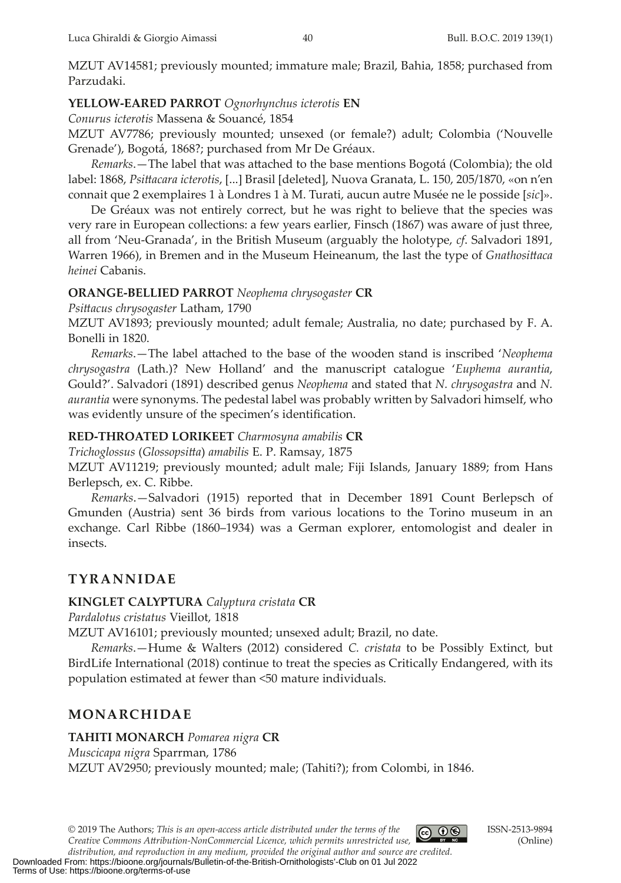MZUT AV14581; previously mounted; immature male; Brazil, Bahia, 1858; purchased from Parzudaki.

**YELLOW-EARED PARROT** *Ognorhynchus icterotis* **EN**

*Conurus icterotis* Massena & Souancé, 1854

MZUT AV7786; previously mounted; unsexed (or female?) adult; Colombia ('Nouvelle Grenade'), Bogotá, 1868?; purchased from Mr De Gréaux.

*Remarks*.—The label that was attached to the base mentions Bogotá (Colombia); the old label: 1868, *Psittacara icterotis*, [...] Brasil [deleted], Nuova Granata, L. 150, 205/1870, «on n'en connait que 2 exemplaires 1 à Londres 1 à M. Turati, aucun autre Musée ne le posside [*sic*]».

De Gréaux was not entirely correct, but he was right to believe that the species was very rare in European collections: a few years earlier, Finsch (1867) was aware of just three, all from 'Neu-Granada', in the British Museum (arguably the holotype, *cf*. Salvadori 1891, Warren 1966), in Bremen and in the Museum Heineanum, the last the type of *Gnathosittaca heinei* Cabanis.

**ORANGE-BELLIED PARROT** *Neophema chrysogaster* **CR**

*Psittacus chrysogaster* Latham, 1790

MZUT AV1893; previously mounted; adult female; Australia, no date; purchased by F. A. Bonelli in 1820.

*Remarks*.—The label attached to the base of the wooden stand is inscribed '*Neophema chrysogastra* (Lath.)? New Holland' and the manuscript catalogue '*Euphema aurantia*, Gould?'. Salvadori (1891) described genus *Neophema* and stated that *N. chrysogastra* and *N. aurantia* were synonyms. The pedestal label was probably written by Salvadori himself, who was evidently unsure of the specimen's identification.

**RED-THROATED LORIKEET** *Charmosyna amabilis* **CR**

*Trichoglossus* (*Glossopsitta*) *amabilis* E. P. Ramsay, 1875

MZUT AV11219; previously mounted; adult male; Fiji Islands, January 1889; from Hans Berlepsch, ex. C. Ribbe.

*Remarks*.—Salvadori (1915) reported that in December 1891 Count Berlepsch of Gmunden (Austria) sent 36 birds from various locations to the Torino museum in an exchange. Carl Ribbe (1860–1934) was a German explorer, entomologist and dealer in insects.

## TYRANNIDAE

**KINGLET CALYPTURA** *Calyptura cristata* **CR**

*Pardalotus cristatus* Vieillot, 1818

MZUT AV16101; previously mounted; unsexed adult; Brazil, no date.

*Remarks*.—Hume & Walters (2012) considered *C. cristata* to be Possibly Extinct, but BirdLife International (2018) continue to treat the species as Critically Endangered, with its population estimated at fewer than <50 mature individuals.

## MONARCHIDAE

**TAHITI MONARCH** *Pomarea nigra* **CR**

*Muscicapa nigra* Sparrman, 1786

MZUT AV2950; previously mounted; male; (Tahiti?); from Colombi, in 1846.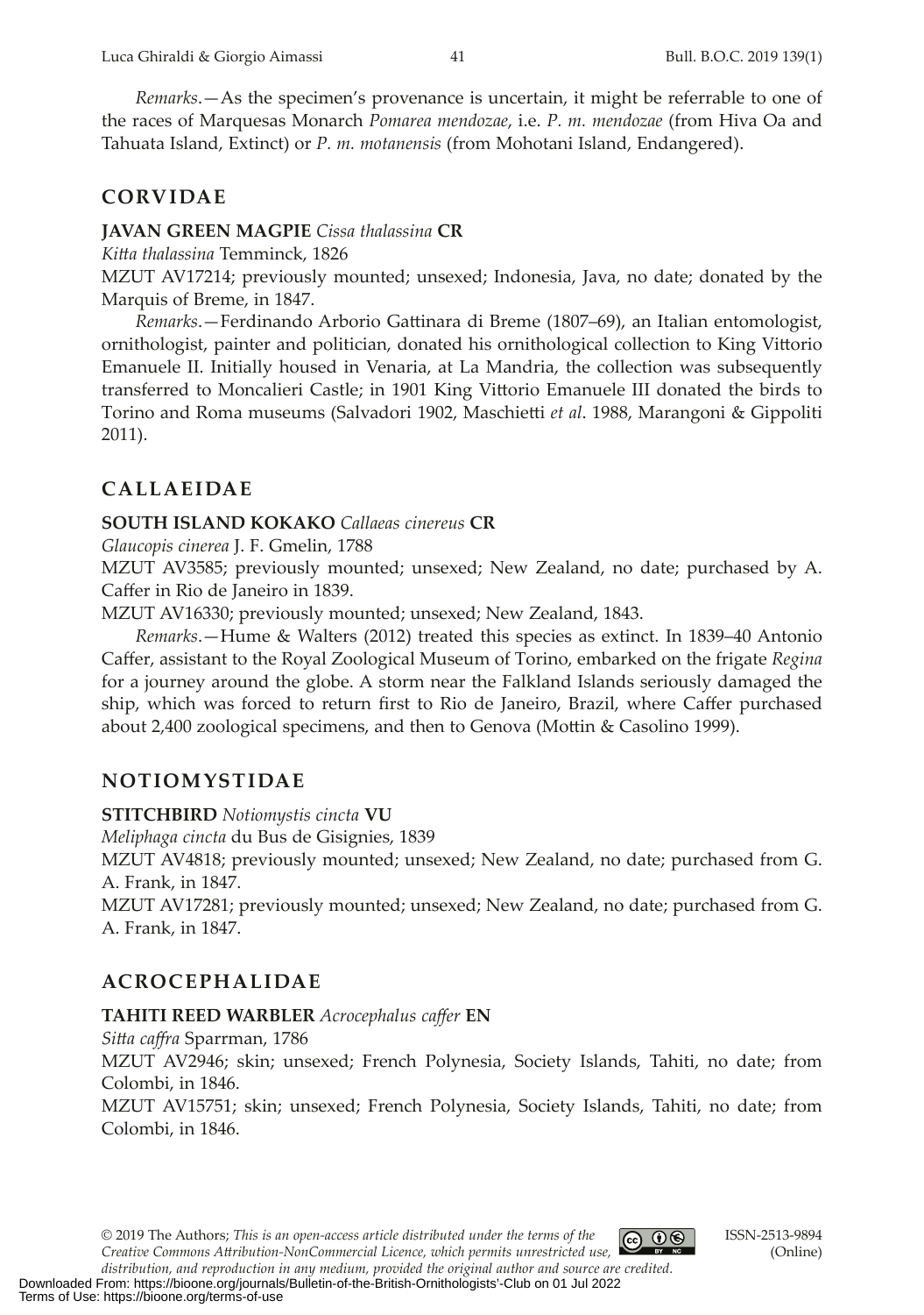*Remarks*.—As the specimen's provenance is uncertain, it might be referrable to one of the races of Marquesas Monarch *Pomarea mendozae*, i.e. *P. m. mendozae* (from Hiva Oa and Tahuata Island, Extinct) or *P. m. motanensis* (from Mohotani Island, Endangered).

## CORVIDAE

**JAVAN GREEN MAGPIE** *Cissa thalassina* **CR**

*Kitta thalassina* Temminck, 1826

MZUT AV17214; previously mounted; unsexed; Indonesia, Java, no date; donated by the Marquis of Breme, in 1847.

*Remarks*.—Ferdinando Arborio Gattinara di Breme (1807–69), an Italian entomologist, ornithologist, painter and politician, donated his ornithological collection to King Vittorio Emanuele II. Initially housed in Venaria, at La Mandria, the collection was subsequently transferred to Moncalieri Castle; in 1901 King Vittorio Emanuele III donated the birds to Torino and Roma museums (Salvadori 1902, Maschietti *et al*. 1988, Marangoni & Gippoliti 2011).

## CALLAEIDAE

**SOUTH ISLAND KOKAKO** *Callaeas cinereus* **CR**

*Glaucopis cinerea* J. F. Gmelin, 1788

MZUT AV3585; previously mounted; unsexed; New Zealand, no date; purchased by A. Caffer in Rio de Janeiro in 1839.

MZUT AV16330; previously mounted; unsexed; New Zealand, 1843.

*Remarks*.—Hume & Walters (2012) treated this species as extinct. In 1839–40 Antonio Caffer, assistant to the Royal Zoological Museum of Torino, embarked on the frigate *Regina* for a journey around the globe. A storm near the Falkland Islands seriously damaged the ship, which was forced to return first to Rio de Janeiro, Brazil, where Caffer purchased about 2,400 zoological specimens, and then to Genova (Mottin & Casolino 1999).

## NOTIOMYSTIDAE

**STITCHBIRD** *Notiomystis cincta* **VU**

*Meliphaga cincta* du Bus de Gisignies, 1839

MZUT AV4818; previously mounted; unsexed; New Zealand, no date; purchased from G. A. Frank, in 1847.

MZUT AV17281; previously mounted; unsexed; New Zealand, no date; purchased from G. A. Frank, in 1847.

## ACROCEPHALIDAE

**TAHITI REED WARBLER** *Acrocephalus caffer* **EN**

*Sitta caffra* Sparrman, 1786

MZUT AV2946; skin; unsexed; French Polynesia, Society Islands, Tahiti, no date; from Colombi, in 1846.

MZUT AV15751; skin; unsexed; French Polynesia, Society Islands, Tahiti, no date; from Colombi, in 1846.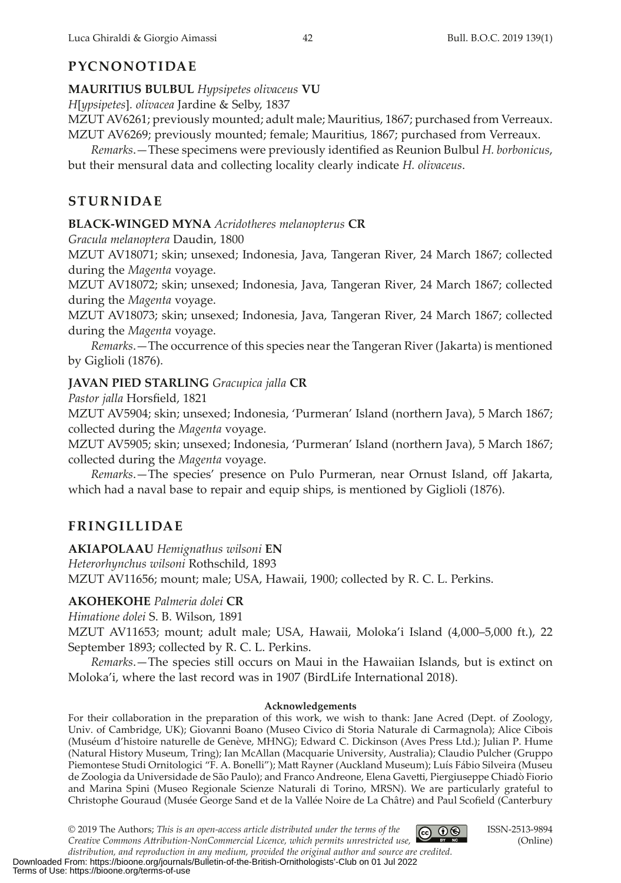## PYCNONOTIDAE

**MAURITIUS BULBUL** *Hypsipetes olivaceus* **VU**

*H*[*ypsipetes*]. *olivacea* Jardine & Selby, 1837

MZUT AV6261; previously mounted; adult male; Mauritius, 1867; purchased from Verreaux.
MZUT AV6269; previously mounted; female; Mauritius, 1867; purchased from Verreaux.

*Remarks*.—These specimens were previously identified as Reunion Bulbul *H. borbonicus*, but their mensural data and collecting locality clearly indicate *H. olivaceus*.

## STURNIDAE

**BLACK-WINGED MYNA** *Acridotheres melanopterus* **CR**

*Gracula melanoptera* Daudin, 1800

MZUT AV18071; skin; unsexed; Indonesia, Java, Tangeran River, 24 March 1867; collected during the *Magenta* voyage.

MZUT AV18072; skin; unsexed; Indonesia, Java, Tangeran River, 24 March 1867; collected during the *Magenta* voyage.

MZUT AV18073; skin; unsexed; Indonesia, Java, Tangeran River, 24 March 1867; collected during the *Magenta* voyage.

*Remarks*.—The occurrence of this species near the Tangeran River (Jakarta) is mentioned by Giglioli (1876).

**JAVAN PIED STARLING** *Gracupica jalla* **CR**

*Pastor jalla* Horsfield, 1821

MZUT AV5904; skin; unsexed; Indonesia, 'Purmeran' Island (northern Java), 5 March 1867; collected during the *Magenta* voyage.

MZUT AV5905; skin; unsexed; Indonesia, 'Purmeran' Island (northern Java), 5 March 1867; collected during the *Magenta* voyage.

*Remarks*.—The species' presence on Pulo Purmeran, near Ornust Island, off Jakarta, which had a naval base to repair and equip ships, is mentioned by Giglioli (1876).

## FRINGILLIDAE

**AKIAPOLAAU** *Hemignathus wilsoni* **EN**

*Heterorhynchus wilsoni* Rothschild, 1893

MZUT AV11656; mount; male; USA, Hawaii, 1900; collected by R. C. L. Perkins.

**AKOHEKOHE** *Palmeria dolei* **CR**

*Himatione dolei* S. B. Wilson, 1891

MZUT AV11653; mount; adult male; USA, Hawaii, Moloka'i Island (4,000–5,000 ft.), 22 September 1893; collected by R. C. L. Perkins.

*Remarks*.—The species still occurs on Maui in the Hawaiian Islands, but is extinct on Moloka'i, where the last record was in 1907 (BirdLife International 2018).

#### Acknowledgements

For their collaboration in the preparation of this work, we wish to thank: Jane Acred (Dept. of Zoology, Univ. of Cambridge, UK); Giovanni Boano (Museo Civico di Storia Naturale di Carmagnola); Alice Cibois (Muséum d'histoire naturelle de Genève, MHNG); Edward C. Dickinson (Aves Press Ltd.); Julian P. Hume (Natural History Museum, Tring); Ian McAllan (Macquarie University, Australia); Claudio Pulcher (Gruppo Piemontese Studi Ornitologici "F. A. Bonelli"); Matt Rayner (Auckland Museum); Luís Fábio Silveira (Museu de Zoologia da Universidade de São Paulo); and Franco Andreone, Elena Gavetti, Piergiuseppe Chiadò Fiorio and Marina Spini (Museo Regionale Scienze Naturali di Torino, MRSN). We are particularly grateful to Christophe Gouraud (Musée George Sand et de la Vallée Noire de La Châtre) and Paul Scofield (Canterbury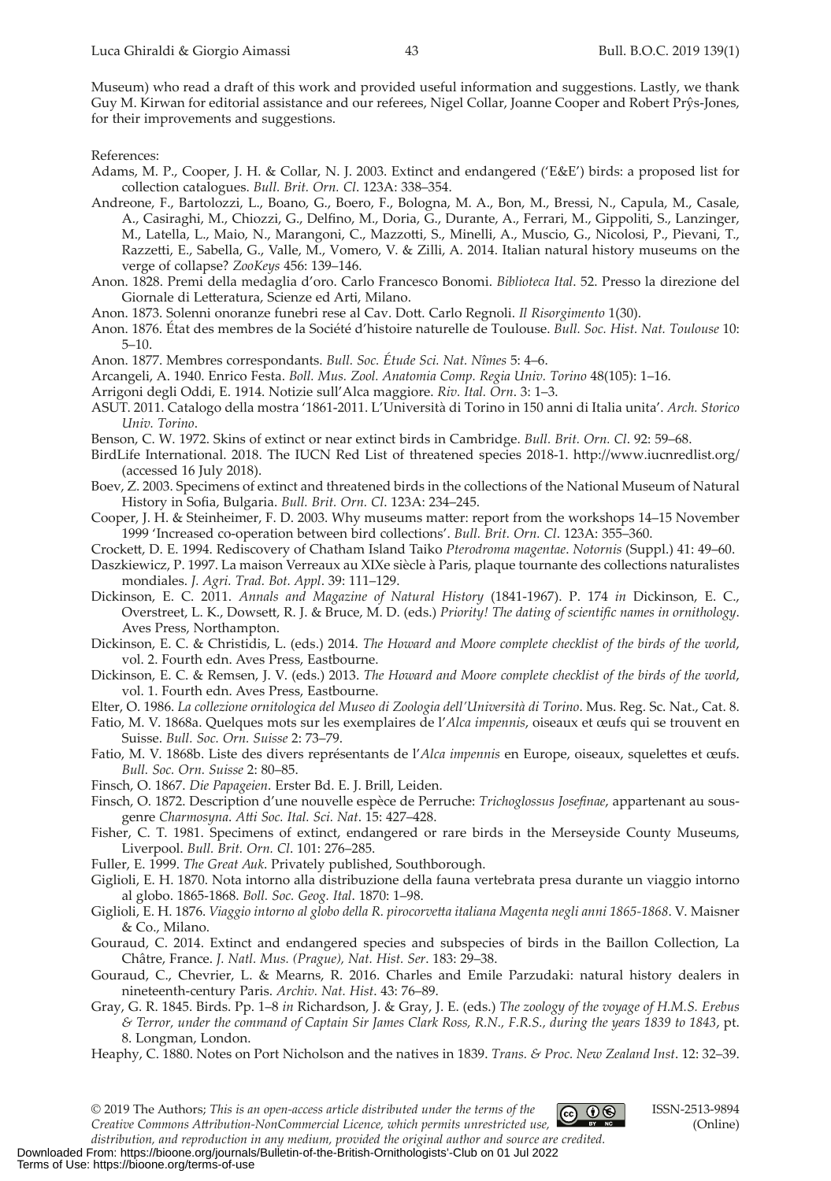Museum) who read a draft of this work and provided useful information and suggestions. Lastly, we thank Guy M. Kirwan for editorial assistance and our referees, Nigel Collar, Joanne Cooper and Robert Prŷs-Jones, for their improvements and suggestions.

References:

Adams, M. P., Cooper, J. H. & Collar, N. J. 2003. Extinct and endangered ('E&E') birds: a proposed list for collection catalogues. *Bull. Brit. Orn. Cl.* 123A: 338–354.

Andreone, F., Bartolozzi, L., Boano, G., Boero, F., Bologna, M. A., Bon, M., Bressi, N., Capula, M., Casale, A., Casiraghi, M., Chiozzi, G., Delfino, M., Doria, G., Durante, A., Ferrari, M., Gippoliti, S., Lanzinger, M., Latella, L., Maio, N., Marangoni, C., Mazzotti, S., Minelli, A., Muscio, G., Nicolosi, P., Pievani, T., Razzetti, E., Sabella, G., Valle, M., Vomero, V. & Zilli, A. 2014. Italian natural history museums on the verge of collapse? *ZooKeys* 456: 139–146.

Anon. 1828. Premi della medaglia d'oro. Carlo Francesco Bonomi. *Biblioteca Ital*. 52. Presso la direzione del Giornale di Letteratura, Scienze ed Arti, Milano.

Anon. 1873. Solenni onoranze funebri rese al Cav. Dott. Carlo Regnoli. *Il Risorgimento* 1(30).

Anon. 1876. État des membres de la Société d'histoire naturelle de Toulouse. *Bull. Soc. Hist. Nat. Toulouse* 10: 5–10.

Anon. 1877. Membres correspondants. *Bull. Soc. Étude Sci. Nat. Nîmes* 5: 4–6.

Arcangeli, A. 1940. Enrico Festa. *Boll. Mus. Zool. Anatomia Comp. Regia Univ. Torino* 48(105): 1–16.

Arrigoni degli Oddi, E. 1914. Notizie sull'Alca maggiore. *Riv. Ital. Orn*. 3: 1–3.

ASUT. 2011. Catalogo della mostra '1861-2011. L'Università di Torino in 150 anni di Italia unita'. *Arch. Storico Univ. Torino*.

Benson, C. W. 1972. Skins of extinct or near extinct birds in Cambridge. *Bull. Brit. Orn. Cl*. 92: 59–68.

BirdLife International. 2018. The IUCN Red List of threatened species 2018-1. http://www.iucnredlist.org/ (accessed 16 July 2018).

Boev, Z. 2003. Specimens of extinct and threatened birds in the collections of the National Museum of Natural History in Sofia, Bulgaria. *Bull. Brit. Orn. Cl*. 123A: 234–245.

Cooper, J. H. & Steinheimer, F. D. 2003. Why museums matter: report from the workshops 14–15 November 1999 'Increased co-operation between bird collections'. *Bull. Brit. Orn. Cl*. 123A: 355–360.

Crockett, D. E. 1994. Rediscovery of Chatham Island Taiko *Pterodroma magentae*. *Notornis* (Suppl.) 41: 49–60.

Daszkiewicz, P. 1997. La maison Verreaux au XIXe siècle à Paris, plaque tournante des collections naturalistes mondiales. *J. Agri. Trad. Bot. Appl*. 39: 111–129.

Dickinson, E. C. 2011. *Annals and Magazine of Natural History* (1841-1967). P. 174 *in* Dickinson, E. C., Overstreet, L. K., Dowsett, R. J. & Bruce, M. D. (eds.) *Priority! The dating of scientific names in ornithology*. Aves Press, Northampton.

Dickinson, E. C. & Christidis, L. (eds.) 2014. *The Howard and Moore complete checklist of the birds of the world*, vol. 2. Fourth edn. Aves Press, Eastbourne.

Dickinson, E. C. & Remsen, J. V. (eds.) 2013. *The Howard and Moore complete checklist of the birds of the world*, vol. 1. Fourth edn. Aves Press, Eastbourne.

Elter, O. 1986. *La collezione ornitologica del Museo di Zoologia dell'Università di Torino*. Mus. Reg. Sc. Nat., Cat. 8.

Fatio, M. V. 1868a. Quelques mots sur les exemplaires de l'*Alca impennis*, oiseaux et œufs qui se trouvent en Suisse. *Bull. Soc. Orn. Suisse* 2: 73–79.

Fatio, M. V. 1868b. Liste des divers représentants de l'*Alca impennis* en Europe, oiseaux, squelettes et œufs. *Bull. Soc. Orn. Suisse* 2: 80–85.

Finsch, O. 1867. *Die Papageien*. Erster Bd. E. J. Brill, Leiden.

Finsch, O. 1872. Description d'une nouvelle espèce de Perruche: *Trichoglossus Josefinae*, appartenant au sous-genre *Charmosyna*. *Atti Soc. Ital. Sci. Nat*. 15: 427–428.

Fisher, C. T. 1981. Specimens of extinct, endangered or rare birds in the Merseyside County Museums, Liverpool. *Bull. Brit. Orn. Cl*. 101: 276–285.

Fuller, E. 1999. *The Great Auk*. Privately published, Southborough.

Giglioli, E. H. 1870. Nota intorno alla distribuzione della fauna vertebrata presa durante un viaggio intorno al globo. 1865-1868. *Boll. Soc. Geog. Ital*. 1870: 1–98.

Giglioli, E. H. 1876. *Viaggio intorno al globo della R. pirocorvetta italiana Magenta negli anni 1865-1868*. V. Maisner & Co., Milano.

Gouraud, C. 2014. Extinct and endangered species and subspecies of birds in the Baillon Collection, La Châtre, France. *J. Natl. Mus. (Prague), Nat. Hist. Ser*. 183: 29–38.

Gouraud, C., Chevrier, L. & Mearns, R. 2016. Charles and Emile Parzudaki: natural history dealers in nineteenth-century Paris. *Archiv. Nat. Hist*. 43: 76–89.

Gray, G. R. 1845. Birds. Pp. 1–8 *in* Richardson, J. & Gray, J. E. (eds.) *The zoology of the voyage of H.M.S. Erebus & Terror, under the command of Captain Sir James Clark Ross, R.N., F.R.S., during the years 1839 to 1843*, pt. 8. Longman, London.

Heaphy, C. 1880. Notes on Port Nicholson and the natives in 1839. *Trans. & Proc. New Zealand Inst*. 12: 32–39.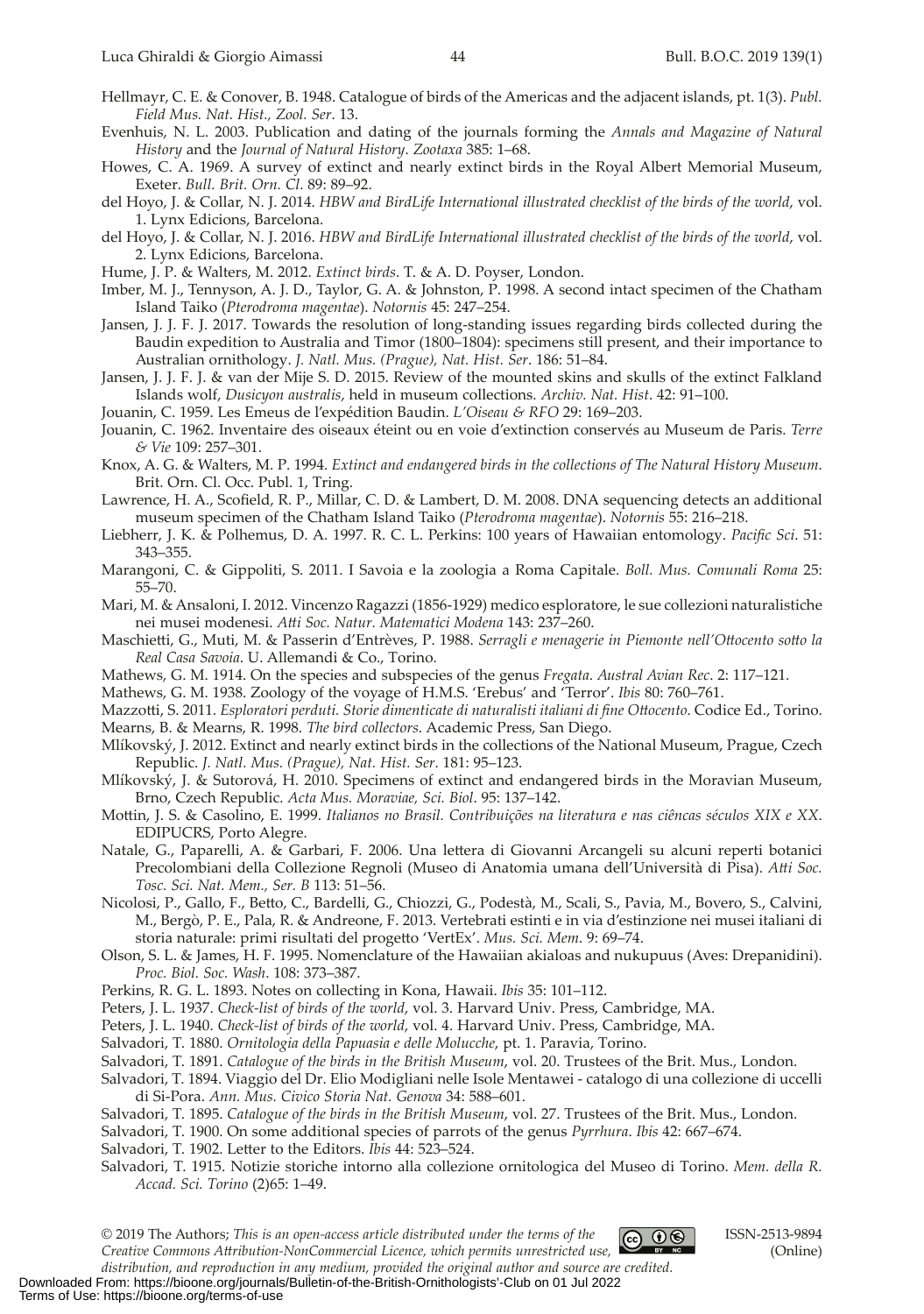Hellmayr, C. E. & Conover, B. 1948. Catalogue of birds of the Americas and the adjacent islands, pt. 1(3). *Publ. Field Mus. Nat. Hist., Zool. Ser*. 13.

Evenhuis, N. L. 2003. Publication and dating of the journals forming the *Annals and Magazine of Natural History* and the *Journal of Natural History*. *Zootaxa* 385: 1–68.

Howes, C. A. 1969. A survey of extinct and nearly extinct birds in the Royal Albert Memorial Museum, Exeter. *Bull. Brit. Orn. Cl*. 89: 89–92.

del Hoyo, J. & Collar, N. J. 2014. *HBW and BirdLife International illustrated checklist of the birds of the world*, vol. 1. Lynx Edicions, Barcelona.

del Hoyo, J. & Collar, N. J. 2016. *HBW and BirdLife International illustrated checklist of the birds of the world*, vol. 2. Lynx Edicions, Barcelona.

Hume, J. P. & Walters, M. 2012. *Extinct birds*. T. & A. D. Poyser, London.

Imber, M. J., Tennyson, A. J. D., Taylor, G. A. & Johnston, P. 1998. A second intact specimen of the Chatham Island Taiko (*Pterodroma magentae*). *Notornis* 45: 247–254.

Jansen, J. J. F. J. 2017. Towards the resolution of long-standing issues regarding birds collected during the Baudin expedition to Australia and Timor (1800–1804): specimens still present, and their importance to Australian ornithology. *J. Natl. Mus. (Prague), Nat. Hist. Ser*. 186: 51–84.

Jansen, J. J. F. J. & van der Mije S. D. 2015. Review of the mounted skins and skulls of the extinct Falkland Islands wolf, *Dusicyon australis*, held in museum collections. *Archiv. Nat. Hist*. 42: 91–100.

Jouanin, C. 1959. Les Emeus de l'expédition Baudin. *L'Oiseau & RFO* 29: 169–203.

Jouanin, C. 1962. Inventaire des oiseaux éteint ou en voie d'extinction conservés au Museum de Paris. *Terre & Vie* 109: 257–301.

Knox, A. G. & Walters, M. P. 1994. *Extinct and endangered birds in the collections of The Natural History Museum*. Brit. Orn. Cl. Occ. Publ. 1, Tring.

Lawrence, H. A., Scofield, R. P., Millar, C. D. & Lambert, D. M. 2008. DNA sequencing detects an additional museum specimen of the Chatham Island Taiko (*Pterodroma magentae*). *Notornis* 55: 216–218.

Liebherr, J. K. & Polhemus, D. A. 1997. R. C. L. Perkins: 100 years of Hawaiian entomology. *Pacific Sci*. 51: 343–355.

Marangoni, C. & Gippoliti, S. 2011. I Savoia e la zoologia a Roma Capitale. *Boll. Mus. Comunali Roma* 25: 55–70.

Mari, M. & Ansaloni, I. 2012. Vincenzo Ragazzi (1856-1929) medico esploratore, le sue collezioni naturalistiche nei musei modenesi. *Atti Soc. Natur. Matematici Modena* 143: 237–260.

Maschietti, G., Muti, M. & Passerin d'Entrèves, P. 1988. *Serragli e menagerie in Piemonte nell'Ottocento sotto la Real Casa Savoia*. U. Allemandi & Co., Torino.

Mathews, G. M. 1914. On the species and subspecies of the genus *Fregata*. *Austral Avian Rec*. 2: 117–121.

Mathews, G. M. 1938. Zoology of the voyage of H.M.S. 'Erebus' and 'Terror'. *Ibis* 80: 760–761.

Mazzotti, S. 2011. *Esploratori perduti. Storie dimenticate di naturalisti italiani di fine Ottocento*. Codice Ed., Torino.

Mearns, B. & Mearns, R. 1998. *The bird collectors*. Academic Press, San Diego.

Mlíkovský, J. 2012. Extinct and nearly extinct birds in the collections of the National Museum, Prague, Czech Republic. *J. Natl. Mus. (Prague), Nat. Hist. Ser*. 181: 95–123.

Mlíkovský, J. & Sutorová, H. 2010. Specimens of extinct and endangered birds in the Moravian Museum, Brno, Czech Republic. *Acta Mus. Moraviae, Sci. Biol*. 95: 137–142.

Mottin, J. S. & Casolino, E. 1999. *Italianos no Brasil. Contribuições na literatura e nas ciências séculos XIX e XX*. EDIPUCRS, Porto Alegre.

Natale, G., Paparelli, A. & Garbari, F. 2006. Una lettera di Giovanni Arcangeli su alcuni reperti botanici Precolombiani della Collezione Regnoli (Museo di Anatomia umana dell'Università di Pisa). *Atti Soc. Tosc. Sci. Nat. Mem., Ser. B* 113: 51–56.

Nicolosi, P., Gallo, F., Betto, C., Bardelli, G., Chiozzi, G., Podestà, M., Scali, S., Pavia, M., Bovero, S., Calvini, M., Bergò, P. E., Pala, R. & Andreone, F. 2013. Vertebrati estinti e in via d'estinzione nei musei italiani di storia naturale: primi risultati del progetto 'VertEx'. *Mus. Sci. Mem*. 9: 69–74.

Olson, S. L. & James, H. F. 1995. Nomenclature of the Hawaiian akialoas and nukupuus (Aves: Drepanidini). *Proc. Biol. Soc. Wash*. 108: 373–387.

Perkins, R. G. L. 1893. Notes on collecting in Kona, Hawaii. *Ibis* 35: 101–112.

Peters, J. L. 1937. *Check-list of birds of the world*, vol. 3. Harvard Univ. Press, Cambridge, MA.

Peters, J. L. 1940. *Check-list of birds of the world*, vol. 4. Harvard Univ. Press, Cambridge, MA.

Salvadori, T. 1880. *Ornitologia della Papuasia e delle Molucche*, pt. 1. Paravia, Torino.

Salvadori, T. 1891. *Catalogue of the birds in the British Museum*, vol. 20. Trustees of the Brit. Mus., London.

Salvadori, T. 1894. Viaggio del Dr. Elio Modigliani nelle Isole Mentawei - catalogo di una collezione di uccelli di Si-Pora. *Ann. Mus. Civico Storia Nat. Genova* 34: 588–601.

Salvadori, T. 1895. *Catalogue of the birds in the British Museum*, vol. 27. Trustees of the Brit. Mus., London.

Salvadori, T. 1900. On some additional species of parrots of the genus *Pyrrhura*. *Ibis* 42: 667–674.

Salvadori, T. 1902. Letter to the Editors. *Ibis* 44: 523–524.

Salvadori, T. 1915. Notizie storiche intorno alla collezione ornitologica del Museo di Torino. *Mem. della R. Accad. Sci. Torino* (2)65: 1–49.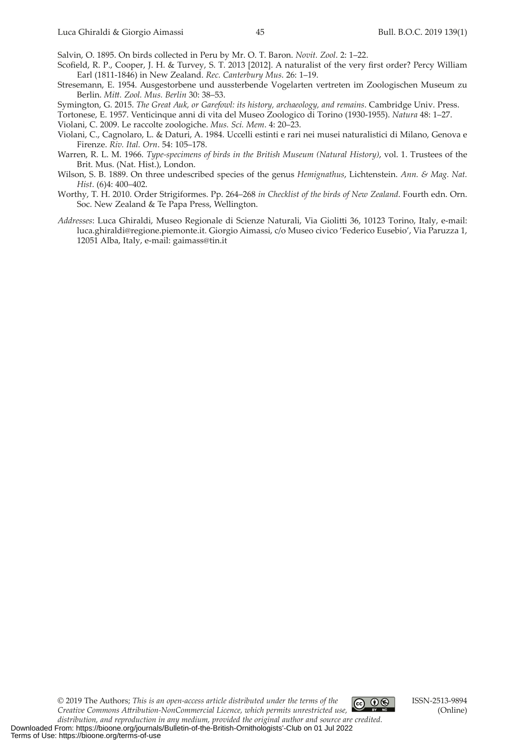Salvin, O. 1895. On birds collected in Peru by Mr. O. T. Baron. *Novit. Zool*. 2: 1–22.

Scofield, R. P., Cooper, J. H. & Turvey, S. T. 2013 [2012]. A naturalist of the very first order? Percy William Earl (1811-1846) in New Zealand. *Rec. Canterbury Mus*. 26: 1–19.

Stresemann, E. 1954. Ausgestorbene und aussterbende Vogelarten vertreten im Zoologischen Museum zu Berlin. *Mitt. Zool. Mus. Berlin* 30: 38–53.

Symington, G. 2015. *The Great Auk, or Garefowl: its history, archaeology, and remains*. Cambridge Univ. Press.

Tortonese, E. 1957. Venticinque anni di vita del Museo Zoologico di Torino (1930-1955). *Natura* 48: 1–27.

Violani, C. 2009. Le raccolte zoologiche. *Mus. Sci. Mem*. 4: 20–23.

Violani, C., Cagnolaro, L. & Daturi, A. 1984. Uccelli estinti e rari nei musei naturalistici di Milano, Genova e Firenze. *Riv. Ital. Orn*. 54: 105–178.

Warren, R. L. M. 1966. *Type-specimens of birds in the British Museum (Natural History)*, vol. 1. Trustees of the Brit. Mus. (Nat. Hist.), London.

Wilson, S. B. 1889. On three undescribed species of the genus *Hemignathus*, Lichtenstein. *Ann. & Mag. Nat. Hist*. (6)4: 400–402.

Worthy, T. H. 2010. Order Strigiformes. Pp. 264–268 *in Checklist of the birds of New Zealand*. Fourth edn. Orn. Soc. New Zealand & Te Papa Press, Wellington.

*Addresses*: Luca Ghiraldi, Museo Regionale di Scienze Naturali, Via Giolitti 36, 10123 Torino, Italy, e-mail: luca.ghiraldi@regione.piemonte.it. Giorgio Aimassi, c/o Museo civico 'Federico Eusebio', Via Paruzza 1, 12051 Alba, Italy, e-mail: gaimass@tin.it

© 2019 The Authors; *This is an open-access article distributed under the terms of the Creative Commons Attribution-NonCommercial Licence, which permits unrestricted use, distribution, and reproduction in any medium, provided the original author and source are credited.*

ISSN-2513-9894 (Online)